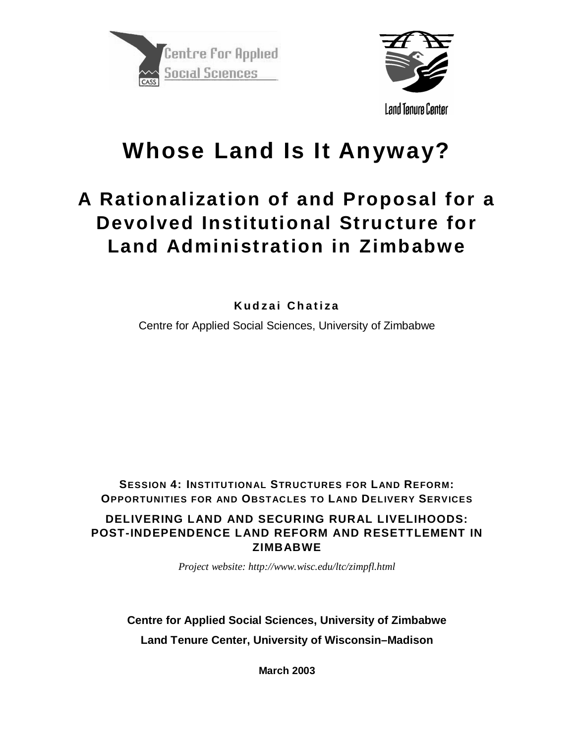Centre For Applied Social Sciences

Land Tenure Center

# Whose Land Is It Anyway?

## A Rationalization of and Proposal for a Devolved Institutional Structure for Land Administration in Zimbabwe

**Kudzai Chatiza**

Centre for Applied Social Sciences, University of Zimbabwe

**SESSION 4: INSTITUTIONAL STRUCTURES FOR LAND REFORM: OPPORTUNITIES FOR AND OBSTACLES TO LAND DELIVERY SERVICES**

**DELIVERING LAND AND SECURING RURAL LIVELIHOODS: POST-INDEPENDENCE LAND REFORM AND RESETTLEMENT IN ZIMBABWE**

*Project website: http://www.wisc.edu/ltc/zimpfl.html*

**Centre for Applied Social Sciences, University of Zimbabwe**

**Land Tenure Center, University of Wisconsin–Madison**

**March 2003**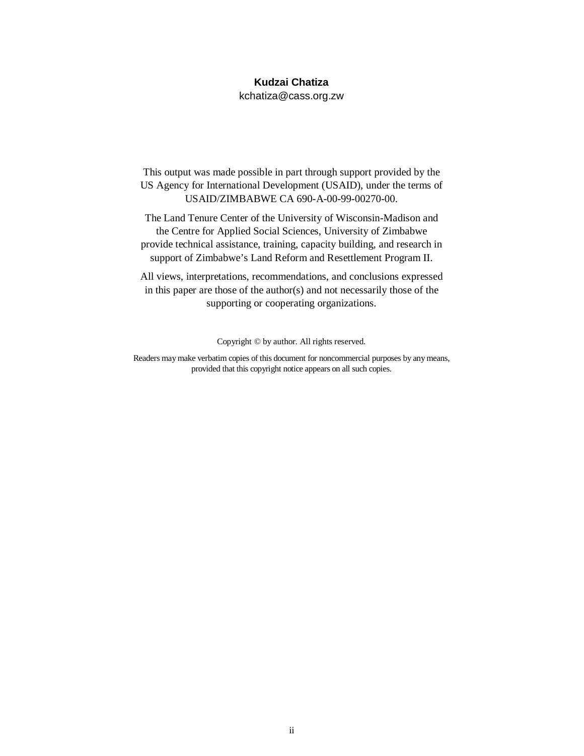**Kudzai Chatiza**
kchatiza@cass.org.zw

This output was made possible in part through support provided by the US Agency for International Development (USAID), under the terms of USAID/ZIMBABWE CA 690-A-00-99-00270-00.

The Land Tenure Center of the University of Wisconsin-Madison and the Centre for Applied Social Sciences, University of Zimbabwe provide technical assistance, training, capacity building, and research in support of Zimbabwe's Land Reform and Resettlement Program II.

All views, interpretations, recommendations, and conclusions expressed in this paper are those of the author(s) and not necessarily those of the supporting or cooperating organizations.

Copyright © by author. All rights reserved.

Readers may make verbatim copies of this document for noncommercial purposes by any means, provided that this copyright notice appears on all such copies.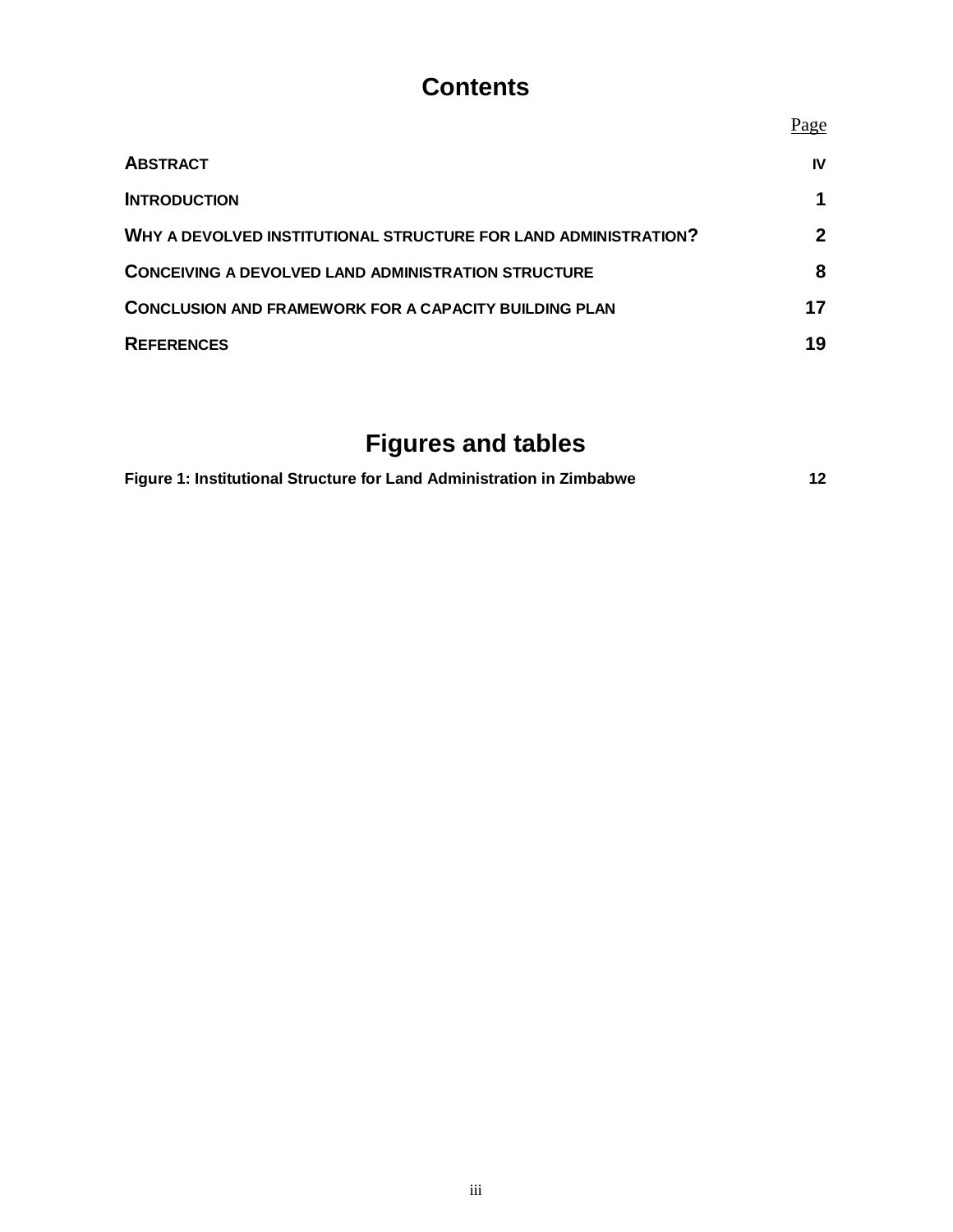# Contents

| | Page |
|---|---|
| **ABSTRACT** | **IV** |
| **INTRODUCTION** | **1** |
| **WHY A DEVOLVED INSTITUTIONAL STRUCTURE FOR LAND ADMINISTRATION?** | **2** |
| **CONCEIVING A DEVOLVED LAND ADMINISTRATION STRUCTURE** | **8** |
| **CONCLUSION AND FRAMEWORK FOR A CAPACITY BUILDING PLAN** | **17** |
| **REFERENCES** | **19** |

# Figures and tables

| | |
|---|---|
| **Figure 1: Institutional Structure for Land Administration in Zimbabwe** | **12** |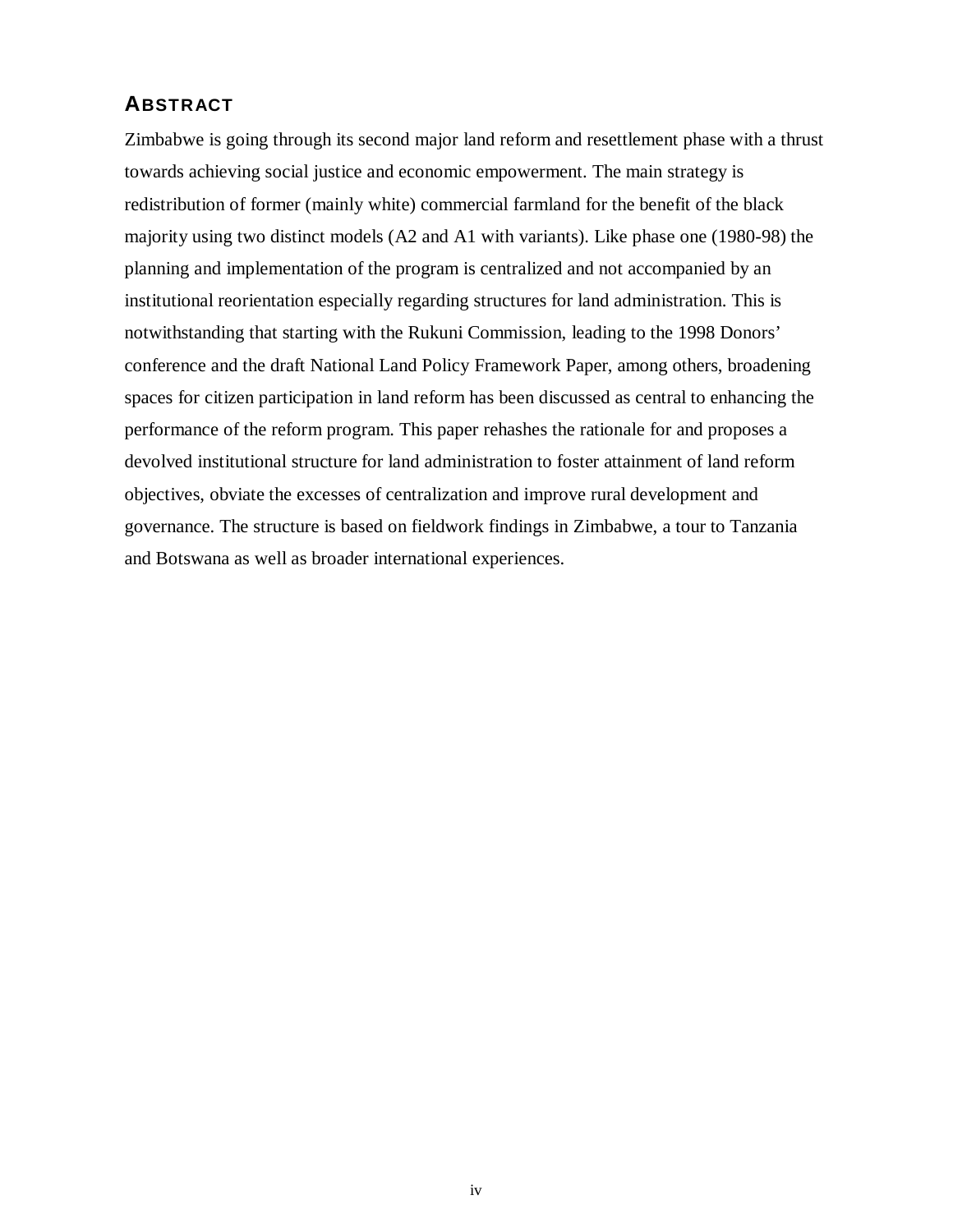## ABSTRACT

Zimbabwe is going through its second major land reform and resettlement phase with a thrust towards achieving social justice and economic empowerment. The main strategy is redistribution of former (mainly white) commercial farmland for the benefit of the black majority using two distinct models (A2 and A1 with variants). Like phase one (1980-98) the planning and implementation of the program is centralized and not accompanied by an institutional reorientation especially regarding structures for land administration. This is notwithstanding that starting with the Rukuni Commission, leading to the 1998 Donors' conference and the draft National Land Policy Framework Paper, among others, broadening spaces for citizen participation in land reform has been discussed as central to enhancing the performance of the reform program. This paper rehashes the rationale for and proposes a devolved institutional structure for land administration to foster attainment of land reform objectives, obviate the excesses of centralization and improve rural development and governance. The structure is based on fieldwork findings in Zimbabwe, a tour to Tanzania and Botswana as well as broader international experiences.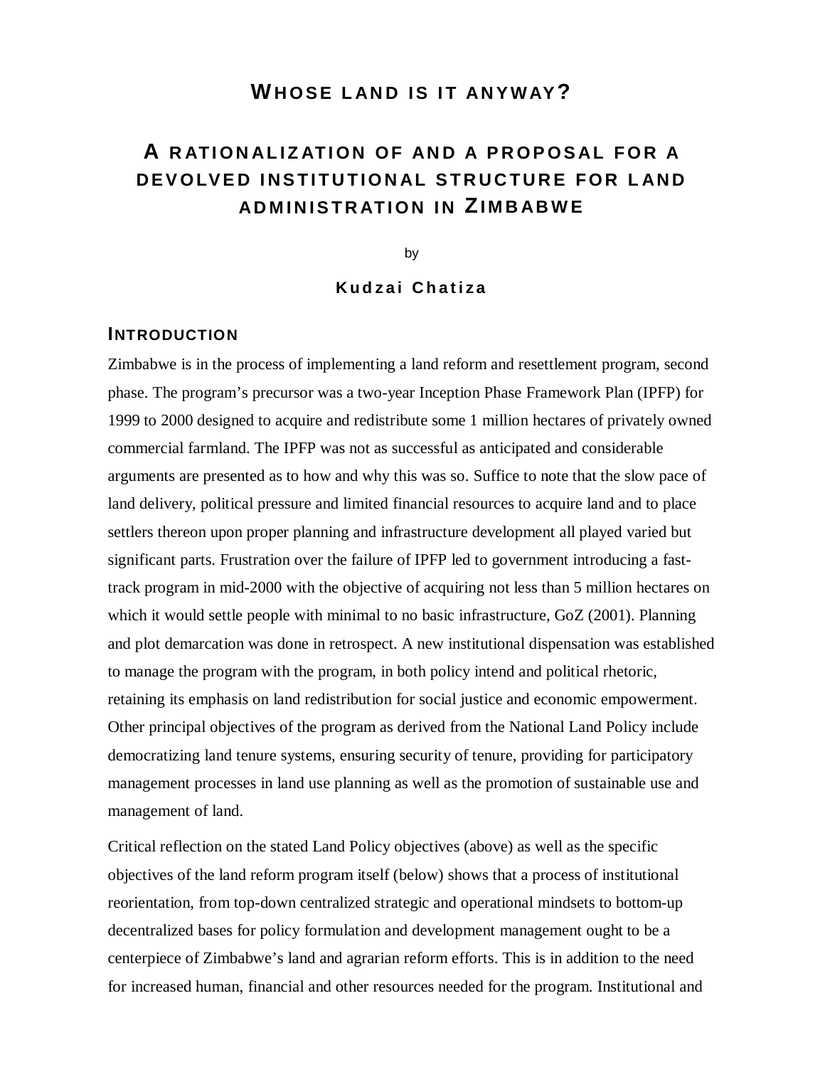# WHOSE LAND IS IT ANYWAY?

## A RATIONALIZATION OF AND A PROPOSAL FOR A DEVOLVED INSTITUTIONAL STRUCTURE FOR LAND ADMINISTRATION IN ZIMBABWE

by

**Kudzai Chatiza**

### INTRODUCTION

Zimbabwe is in the process of implementing a land reform and resettlement program, second phase. The program's precursor was a two-year Inception Phase Framework Plan (IPFP) for 1999 to 2000 designed to acquire and redistribute some 1 million hectares of privately owned commercial farmland. The IPFP was not as successful as anticipated and considerable arguments are presented as to how and why this was so. Suffice to note that the slow pace of land delivery, political pressure and limited financial resources to acquire land and to place settlers thereon upon proper planning and infrastructure development all played varied but significant parts. Frustration over the failure of IPFP led to government introducing a fast-track program in mid-2000 with the objective of acquiring not less than 5 million hectares on which it would settle people with minimal to no basic infrastructure, GoZ (2001). Planning and plot demarcation was done in retrospect. A new institutional dispensation was established to manage the program with the program, in both policy intend and political rhetoric, retaining its emphasis on land redistribution for social justice and economic empowerment. Other principal objectives of the program as derived from the National Land Policy include democratizing land tenure systems, ensuring security of tenure, providing for participatory management processes in land use planning as well as the promotion of sustainable use and management of land.

Critical reflection on the stated Land Policy objectives (above) as well as the specific objectives of the land reform program itself (below) shows that a process of institutional reorientation, from top-down centralized strategic and operational mindsets to bottom-up decentralized bases for policy formulation and development management ought to be a centerpiece of Zimbabwe's land and agrarian reform efforts. This is in addition to the need for increased human, financial and other resources needed for the program. Institutional and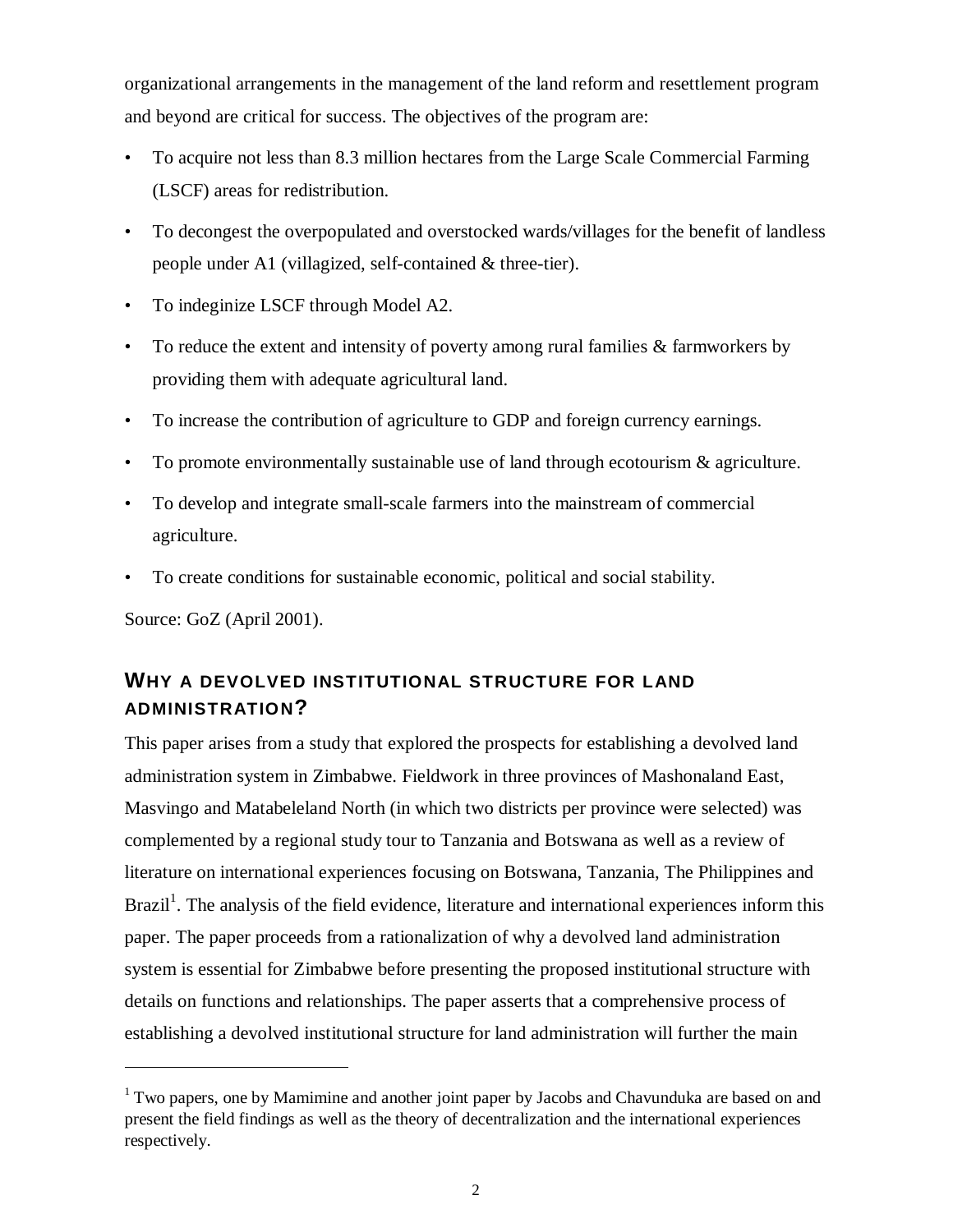organizational arrangements in the management of the land reform and resettlement program and beyond are critical for success. The objectives of the program are:

- To acquire not less than 8.3 million hectares from the Large Scale Commercial Farming (LSCF) areas for redistribution.
- To decongest the overpopulated and overstocked wards/villages for the benefit of landless people under A1 (villagized, self-contained & three-tier).
- To indeginize LSCF through Model A2.
- To reduce the extent and intensity of poverty among rural families & farmworkers by providing them with adequate agricultural land.
- To increase the contribution of agriculture to GDP and foreign currency earnings.
- To promote environmentally sustainable use of land through ecotourism & agriculture.
- To develop and integrate small-scale farmers into the mainstream of commercial agriculture.
- To create conditions for sustainable economic, political and social stability.

Source: GoZ (April 2001).

## WHY A DEVOLVED INSTITUTIONAL STRUCTURE FOR LAND ADMINISTRATION?

This paper arises from a study that explored the prospects for establishing a devolved land administration system in Zimbabwe. Fieldwork in three provinces of Mashonaland East, Masvingo and Matabeleland North (in which two districts per province were selected) was complemented by a regional study tour to Tanzania and Botswana as well as a review of literature on international experiences focusing on Botswana, Tanzania, The Philippines and Brazil[1]. The analysis of the field evidence, literature and international experiences inform this paper. The paper proceeds from a rationalization of why a devolved land administration system is essential for Zimbabwe before presenting the proposed institutional structure with details on functions and relationships. The paper asserts that a comprehensive process of establishing a devolved institutional structure for land administration will further the main

[1] Two papers, one by Mamimine and another joint paper by Jacobs and Chavunduka are based on and present the field findings as well as the theory of decentralization and the international experiences respectively.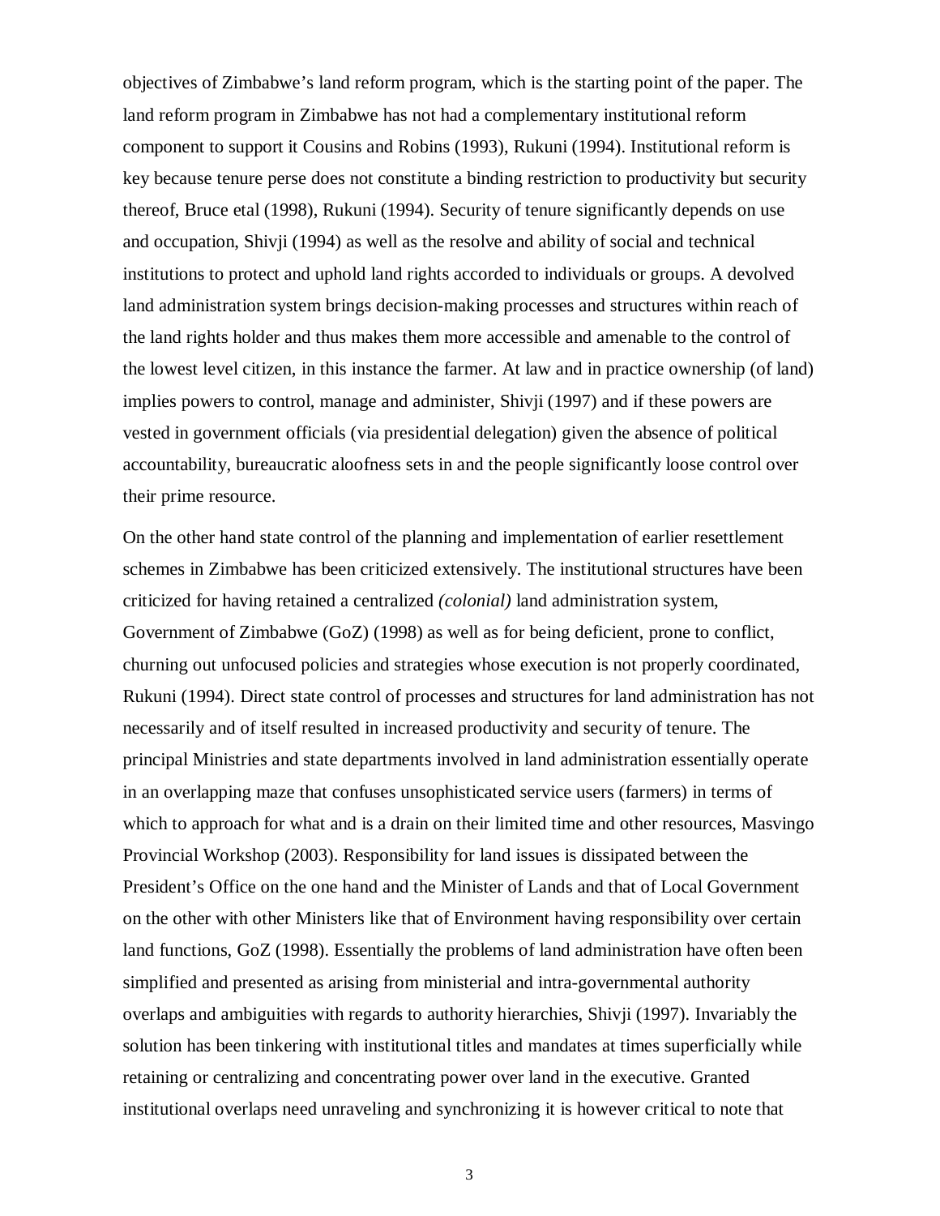objectives of Zimbabwe's land reform program, which is the starting point of the paper. The land reform program in Zimbabwe has not had a complementary institutional reform component to support it Cousins and Robins (1993), Rukuni (1994). Institutional reform is key because tenure perse does not constitute a binding restriction to productivity but security thereof, Bruce etal (1998), Rukuni (1994). Security of tenure significantly depends on use and occupation, Shivji (1994) as well as the resolve and ability of social and technical institutions to protect and uphold land rights accorded to individuals or groups. A devolved land administration system brings decision-making processes and structures within reach of the land rights holder and thus makes them more accessible and amenable to the control of the lowest level citizen, in this instance the farmer. At law and in practice ownership (of land) implies powers to control, manage and administer, Shivji (1997) and if these powers are vested in government officials (via presidential delegation) given the absence of political accountability, bureaucratic aloofness sets in and the people significantly loose control over their prime resource.

On the other hand state control of the planning and implementation of earlier resettlement schemes in Zimbabwe has been criticized extensively. The institutional structures have been criticized for having retained a centralized *(colonial)* land administration system, Government of Zimbabwe (GoZ) (1998) as well as for being deficient, prone to conflict, churning out unfocused policies and strategies whose execution is not properly coordinated, Rukuni (1994). Direct state control of processes and structures for land administration has not necessarily and of itself resulted in increased productivity and security of tenure. The principal Ministries and state departments involved in land administration essentially operate in an overlapping maze that confuses unsophisticated service users (farmers) in terms of which to approach for what and is a drain on their limited time and other resources, Masvingo Provincial Workshop (2003). Responsibility for land issues is dissipated between the President's Office on the one hand and the Minister of Lands and that of Local Government on the other with other Ministers like that of Environment having responsibility over certain land functions, GoZ (1998). Essentially the problems of land administration have often been simplified and presented as arising from ministerial and intra-governmental authority overlaps and ambiguities with regards to authority hierarchies, Shivji (1997). Invariably the solution has been tinkering with institutional titles and mandates at times superficially while retaining or centralizing and concentrating power over land in the executive. Granted institutional overlaps need unraveling and synchronizing it is however critical to note that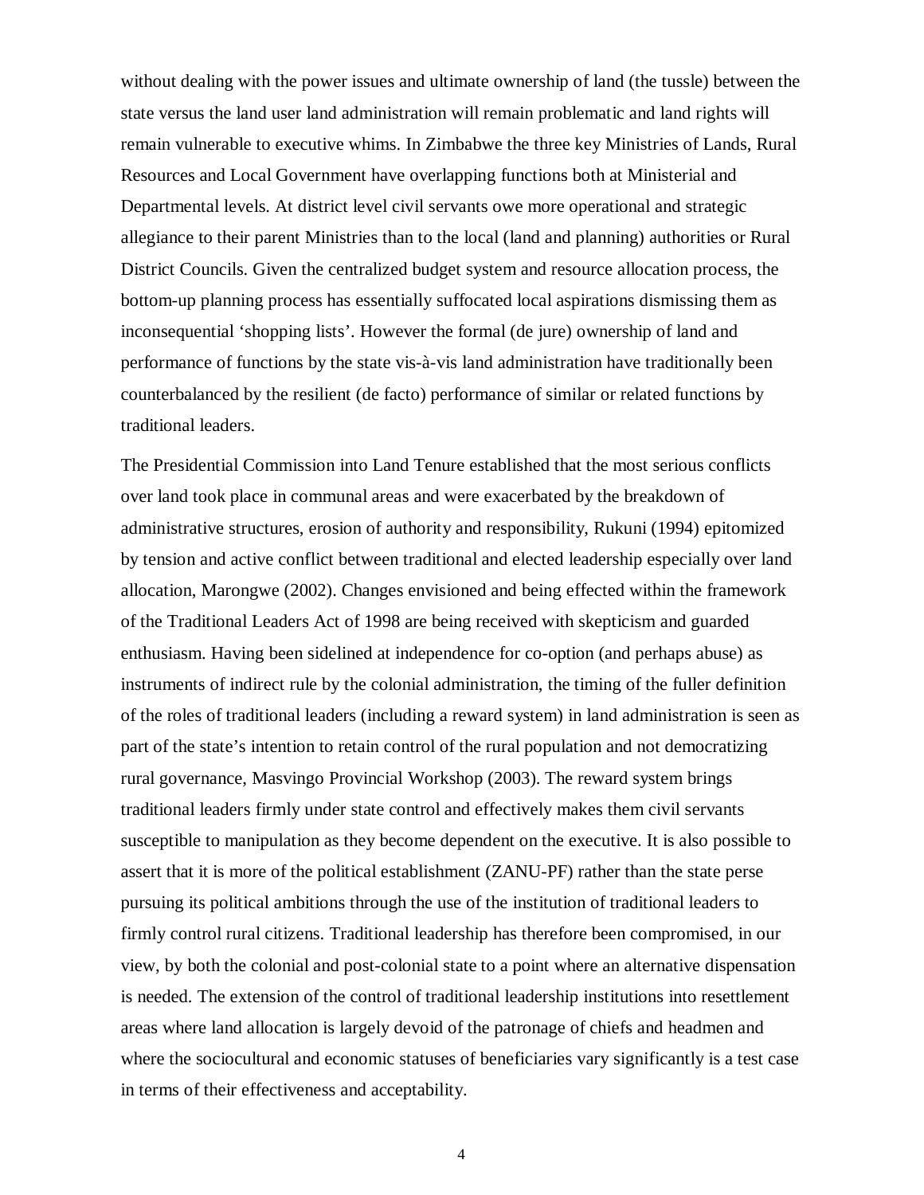without dealing with the power issues and ultimate ownership of land (the tussle) between the state versus the land user land administration will remain problematic and land rights will remain vulnerable to executive whims. In Zimbabwe the three key Ministries of Lands, Rural Resources and Local Government have overlapping functions both at Ministerial and Departmental levels. At district level civil servants owe more operational and strategic allegiance to their parent Ministries than to the local (land and planning) authorities or Rural District Councils. Given the centralized budget system and resource allocation process, the bottom-up planning process has essentially suffocated local aspirations dismissing them as inconsequential 'shopping lists'. However the formal (de jure) ownership of land and performance of functions by the state vis-à-vis land administration have traditionally been counterbalanced by the resilient (de facto) performance of similar or related functions by traditional leaders.

The Presidential Commission into Land Tenure established that the most serious conflicts over land took place in communal areas and were exacerbated by the breakdown of administrative structures, erosion of authority and responsibility, Rukuni (1994) epitomized by tension and active conflict between traditional and elected leadership especially over land allocation, Marongwe (2002). Changes envisioned and being effected within the framework of the Traditional Leaders Act of 1998 are being received with skepticism and guarded enthusiasm. Having been sidelined at independence for co-option (and perhaps abuse) as instruments of indirect rule by the colonial administration, the timing of the fuller definition of the roles of traditional leaders (including a reward system) in land administration is seen as part of the state's intention to retain control of the rural population and not democratizing rural governance, Masvingo Provincial Workshop (2003). The reward system brings traditional leaders firmly under state control and effectively makes them civil servants susceptible to manipulation as they become dependent on the executive. It is also possible to assert that it is more of the political establishment (ZANU-PF) rather than the state perse pursuing its political ambitions through the use of the institution of traditional leaders to firmly control rural citizens. Traditional leadership has therefore been compromised, in our view, by both the colonial and post-colonial state to a point where an alternative dispensation is needed. The extension of the control of traditional leadership institutions into resettlement areas where land allocation is largely devoid of the patronage of chiefs and headmen and where the sociocultural and economic statuses of beneficiaries vary significantly is a test case in terms of their effectiveness and acceptability.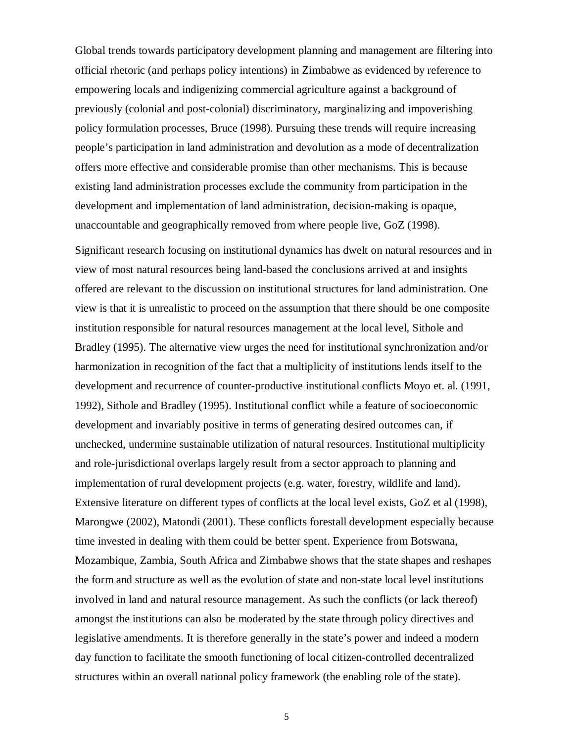Global trends towards participatory development planning and management are filtering into official rhetoric (and perhaps policy intentions) in Zimbabwe as evidenced by reference to empowering locals and indigenizing commercial agriculture against a background of previously (colonial and post-colonial) discriminatory, marginalizing and impoverishing policy formulation processes, Bruce (1998). Pursuing these trends will require increasing people's participation in land administration and devolution as a mode of decentralization offers more effective and considerable promise than other mechanisms. This is because existing land administration processes exclude the community from participation in the development and implementation of land administration, decision-making is opaque, unaccountable and geographically removed from where people live, GoZ (1998).

Significant research focusing on institutional dynamics has dwelt on natural resources and in view of most natural resources being land-based the conclusions arrived at and insights offered are relevant to the discussion on institutional structures for land administration. One view is that it is unrealistic to proceed on the assumption that there should be one composite institution responsible for natural resources management at the local level, Sithole and Bradley (1995). The alternative view urges the need for institutional synchronization and/or harmonization in recognition of the fact that a multiplicity of institutions lends itself to the development and recurrence of counter-productive institutional conflicts Moyo et. al. (1991, 1992), Sithole and Bradley (1995). Institutional conflict while a feature of socioeconomic development and invariably positive in terms of generating desired outcomes can, if unchecked, undermine sustainable utilization of natural resources. Institutional multiplicity and role-jurisdictional overlaps largely result from a sector approach to planning and implementation of rural development projects (e.g. water, forestry, wildlife and land). Extensive literature on different types of conflicts at the local level exists, GoZ et al (1998), Marongwe (2002), Matondi (2001). These conflicts forestall development especially because time invested in dealing with them could be better spent. Experience from Botswana, Mozambique, Zambia, South Africa and Zimbabwe shows that the state shapes and reshapes the form and structure as well as the evolution of state and non-state local level institutions involved in land and natural resource management. As such the conflicts (or lack thereof) amongst the institutions can also be moderated by the state through policy directives and legislative amendments. It is therefore generally in the state's power and indeed a modern day function to facilitate the smooth functioning of local citizen-controlled decentralized structures within an overall national policy framework (the enabling role of the state).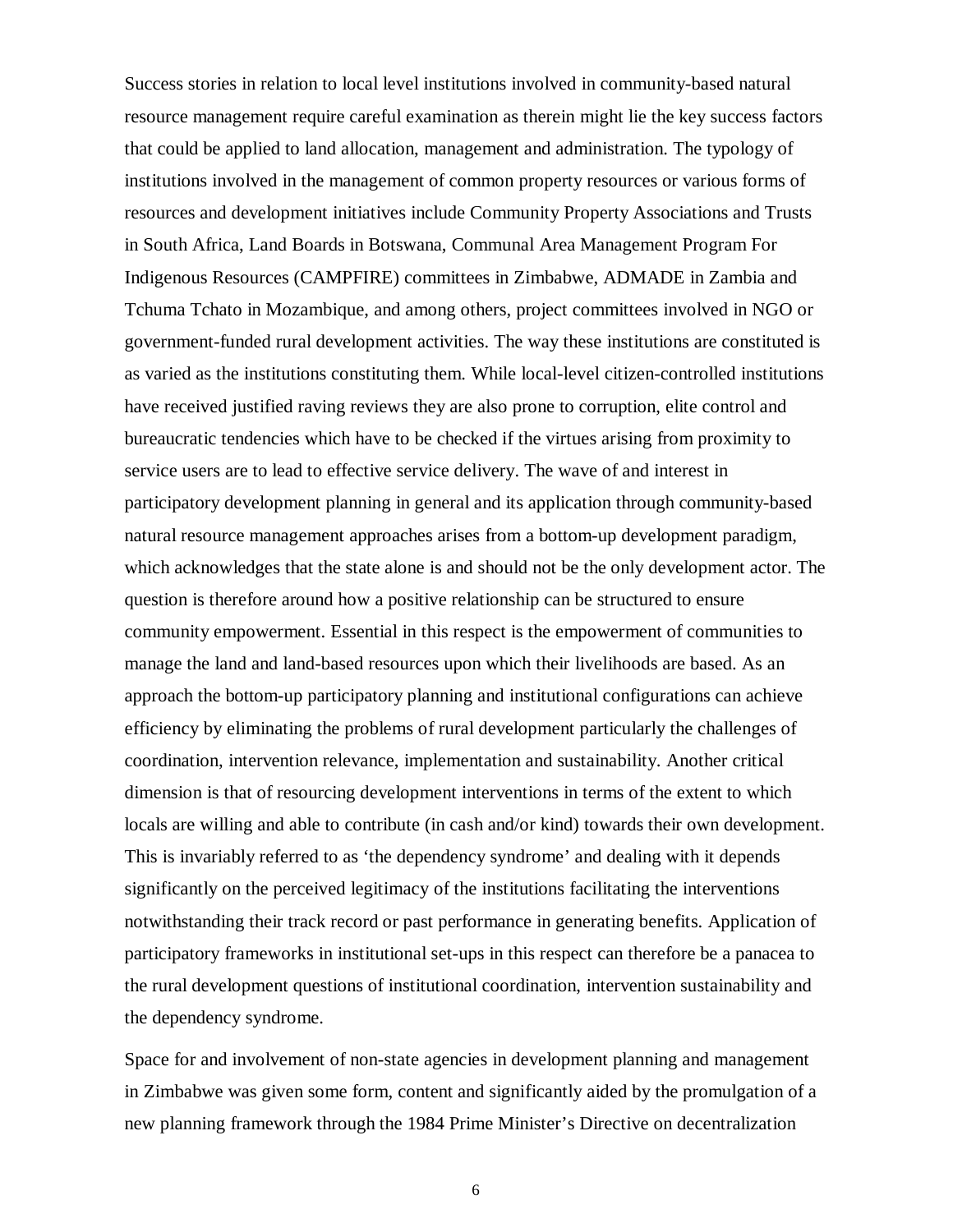Success stories in relation to local level institutions involved in community-based natural resource management require careful examination as therein might lie the key success factors that could be applied to land allocation, management and administration. The typology of institutions involved in the management of common property resources or various forms of resources and development initiatives include Community Property Associations and Trusts in South Africa, Land Boards in Botswana, Communal Area Management Program For Indigenous Resources (CAMPFIRE) committees in Zimbabwe, ADMADE in Zambia and Tchuma Tchato in Mozambique, and among others, project committees involved in NGO or government-funded rural development activities. The way these institutions are constituted is as varied as the institutions constituting them. While local-level citizen-controlled institutions have received justified raving reviews they are also prone to corruption, elite control and bureaucratic tendencies which have to be checked if the virtues arising from proximity to service users are to lead to effective service delivery. The wave of and interest in participatory development planning in general and its application through community-based natural resource management approaches arises from a bottom-up development paradigm, which acknowledges that the state alone is and should not be the only development actor. The question is therefore around how a positive relationship can be structured to ensure community empowerment. Essential in this respect is the empowerment of communities to manage the land and land-based resources upon which their livelihoods are based. As an approach the bottom-up participatory planning and institutional configurations can achieve efficiency by eliminating the problems of rural development particularly the challenges of coordination, intervention relevance, implementation and sustainability. Another critical dimension is that of resourcing development interventions in terms of the extent to which locals are willing and able to contribute (in cash and/or kind) towards their own development. This is invariably referred to as 'the dependency syndrome' and dealing with it depends significantly on the perceived legitimacy of the institutions facilitating the interventions notwithstanding their track record or past performance in generating benefits. Application of participatory frameworks in institutional set-ups in this respect can therefore be a panacea to the rural development questions of institutional coordination, intervention sustainability and the dependency syndrome.

Space for and involvement of non-state agencies in development planning and management in Zimbabwe was given some form, content and significantly aided by the promulgation of a new planning framework through the 1984 Prime Minister's Directive on decentralization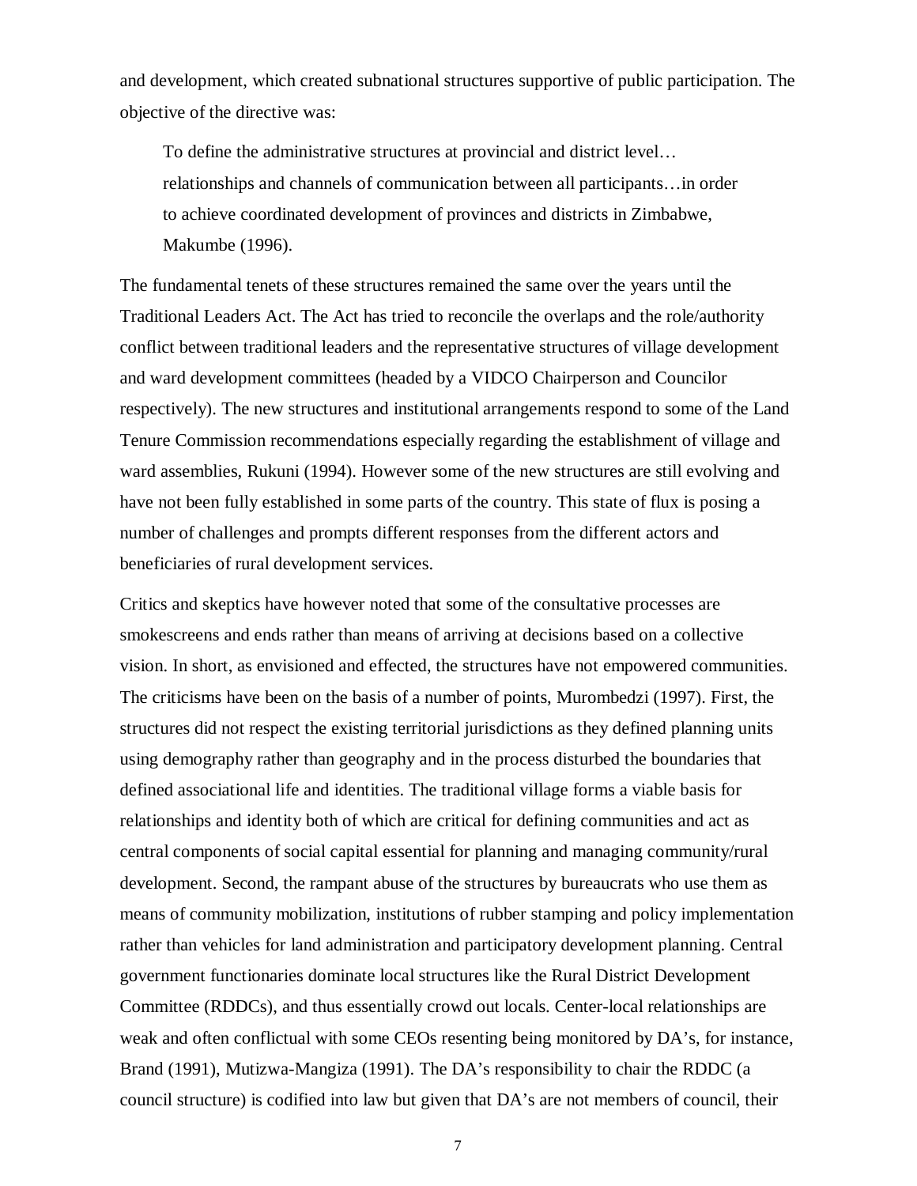and development, which created subnational structures supportive of public participation. The objective of the directive was:

> To define the administrative structures at provincial and district level… relationships and channels of communication between all participants…in order to achieve coordinated development of provinces and districts in Zimbabwe, Makumbe (1996).

The fundamental tenets of these structures remained the same over the years until the Traditional Leaders Act. The Act has tried to reconcile the overlaps and the role/authority conflict between traditional leaders and the representative structures of village development and ward development committees (headed by a VIDCO Chairperson and Councilor respectively). The new structures and institutional arrangements respond to some of the Land Tenure Commission recommendations especially regarding the establishment of village and ward assemblies, Rukuni (1994). However some of the new structures are still evolving and have not been fully established in some parts of the country. This state of flux is posing a number of challenges and prompts different responses from the different actors and beneficiaries of rural development services.

Critics and skeptics have however noted that some of the consultative processes are smokescreens and ends rather than means of arriving at decisions based on a collective vision. In short, as envisioned and effected, the structures have not empowered communities. The criticisms have been on the basis of a number of points, Murombedzi (1997). First, the structures did not respect the existing territorial jurisdictions as they defined planning units using demography rather than geography and in the process disturbed the boundaries that defined associational life and identities. The traditional village forms a viable basis for relationships and identity both of which are critical for defining communities and act as central components of social capital essential for planning and managing community/rural development. Second, the rampant abuse of the structures by bureaucrats who use them as means of community mobilization, institutions of rubber stamping and policy implementation rather than vehicles for land administration and participatory development planning. Central government functionaries dominate local structures like the Rural District Development Committee (RDDCs), and thus essentially crowd out locals. Center-local relationships are weak and often conflictual with some CEOs resenting being monitored by DA's, for instance, Brand (1991), Mutizwa-Mangiza (1991). The DA's responsibility to chair the RDDC (a council structure) is codified into law but given that DA's are not members of council, their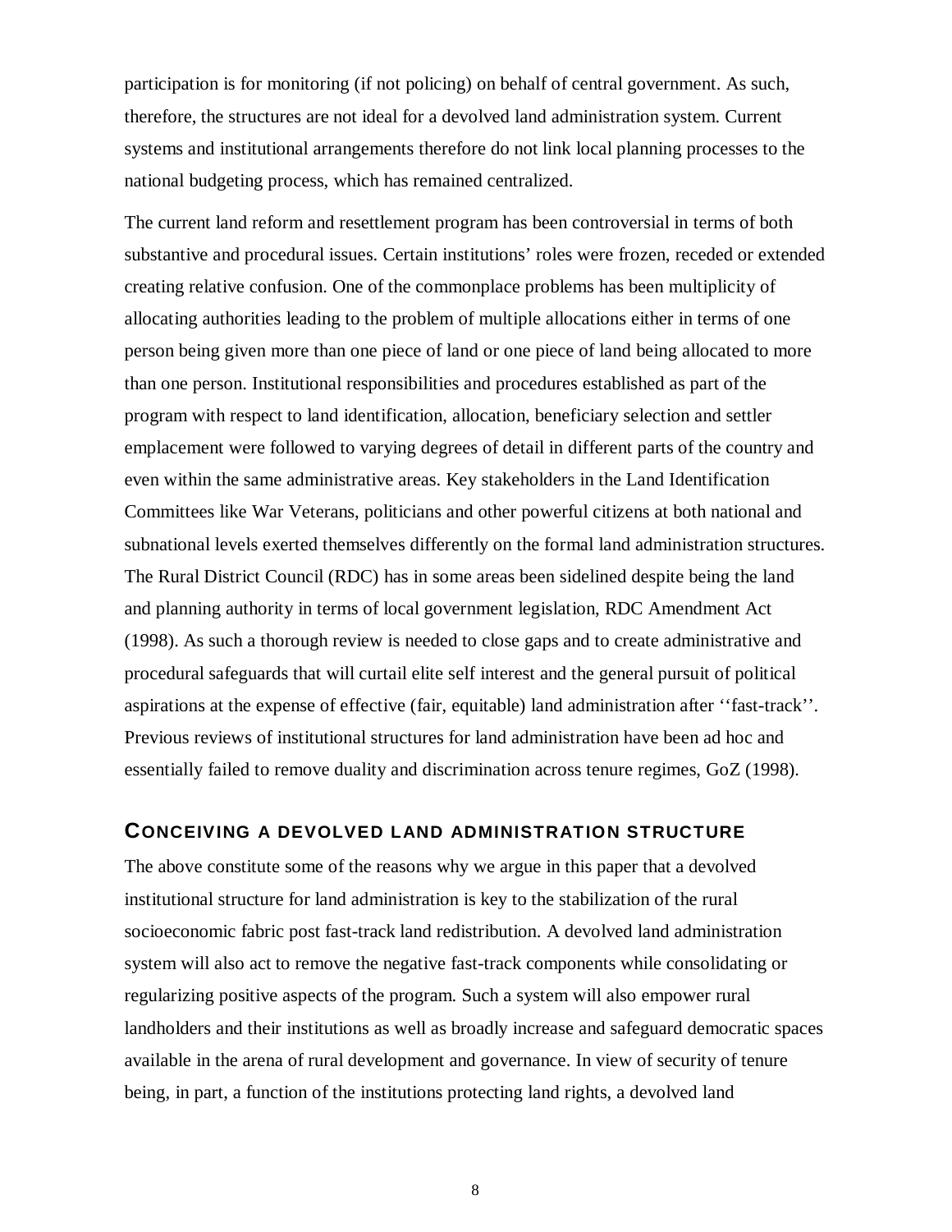participation is for monitoring (if not policing) on behalf of central government. As such, therefore, the structures are not ideal for a devolved land administration system. Current systems and institutional arrangements therefore do not link local planning processes to the national budgeting process, which has remained centralized.

The current land reform and resettlement program has been controversial in terms of both substantive and procedural issues. Certain institutions' roles were frozen, receded or extended creating relative confusion. One of the commonplace problems has been multiplicity of allocating authorities leading to the problem of multiple allocations either in terms of one person being given more than one piece of land or one piece of land being allocated to more than one person. Institutional responsibilities and procedures established as part of the program with respect to land identification, allocation, beneficiary selection and settler emplacement were followed to varying degrees of detail in different parts of the country and even within the same administrative areas. Key stakeholders in the Land Identification Committees like War Veterans, politicians and other powerful citizens at both national and subnational levels exerted themselves differently on the formal land administration structures. The Rural District Council (RDC) has in some areas been sidelined despite being the land and planning authority in terms of local government legislation, RDC Amendment Act (1998). As such a thorough review is needed to close gaps and to create administrative and procedural safeguards that will curtail elite self interest and the general pursuit of political aspirations at the expense of effective (fair, equitable) land administration after ''fast-track''. Previous reviews of institutional structures for land administration have been ad hoc and essentially failed to remove duality and discrimination across tenure regimes, GoZ (1998).

## CONCEIVING A DEVOLVED LAND ADMINISTRATION STRUCTURE

The above constitute some of the reasons why we argue in this paper that a devolved institutional structure for land administration is key to the stabilization of the rural socioeconomic fabric post fast-track land redistribution. A devolved land administration system will also act to remove the negative fast-track components while consolidating or regularizing positive aspects of the program. Such a system will also empower rural landholders and their institutions as well as broadly increase and safeguard democratic spaces available in the arena of rural development and governance. In view of security of tenure being, in part, a function of the institutions protecting land rights, a devolved land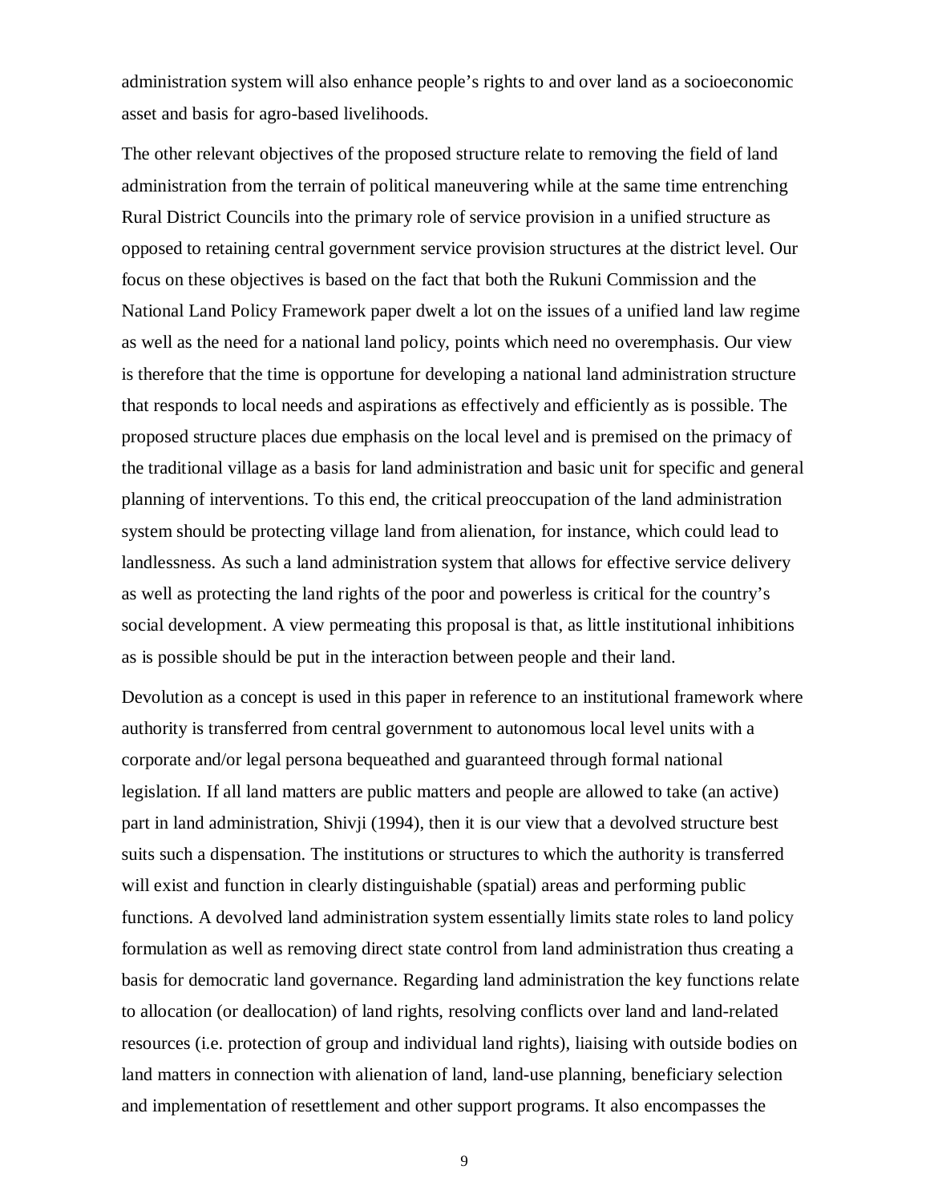administration system will also enhance people's rights to and over land as a socioeconomic asset and basis for agro-based livelihoods.

The other relevant objectives of the proposed structure relate to removing the field of land administration from the terrain of political maneuvering while at the same time entrenching Rural District Councils into the primary role of service provision in a unified structure as opposed to retaining central government service provision structures at the district level. Our focus on these objectives is based on the fact that both the Rukuni Commission and the National Land Policy Framework paper dwelt a lot on the issues of a unified land law regime as well as the need for a national land policy, points which need no overemphasis. Our view is therefore that the time is opportune for developing a national land administration structure that responds to local needs and aspirations as effectively and efficiently as is possible. The proposed structure places due emphasis on the local level and is premised on the primacy of the traditional village as a basis for land administration and basic unit for specific and general planning of interventions. To this end, the critical preoccupation of the land administration system should be protecting village land from alienation, for instance, which could lead to landlessness. As such a land administration system that allows for effective service delivery as well as protecting the land rights of the poor and powerless is critical for the country's social development. A view permeating this proposal is that, as little institutional inhibitions as is possible should be put in the interaction between people and their land.

Devolution as a concept is used in this paper in reference to an institutional framework where authority is transferred from central government to autonomous local level units with a corporate and/or legal persona bequeathed and guaranteed through formal national legislation. If all land matters are public matters and people are allowed to take (an active) part in land administration, Shivji (1994), then it is our view that a devolved structure best suits such a dispensation. The institutions or structures to which the authority is transferred will exist and function in clearly distinguishable (spatial) areas and performing public functions. A devolved land administration system essentially limits state roles to land policy formulation as well as removing direct state control from land administration thus creating a basis for democratic land governance. Regarding land administration the key functions relate to allocation (or deallocation) of land rights, resolving conflicts over land and land-related resources (i.e. protection of group and individual land rights), liaising with outside bodies on land matters in connection with alienation of land, land-use planning, beneficiary selection and implementation of resettlement and other support programs. It also encompasses the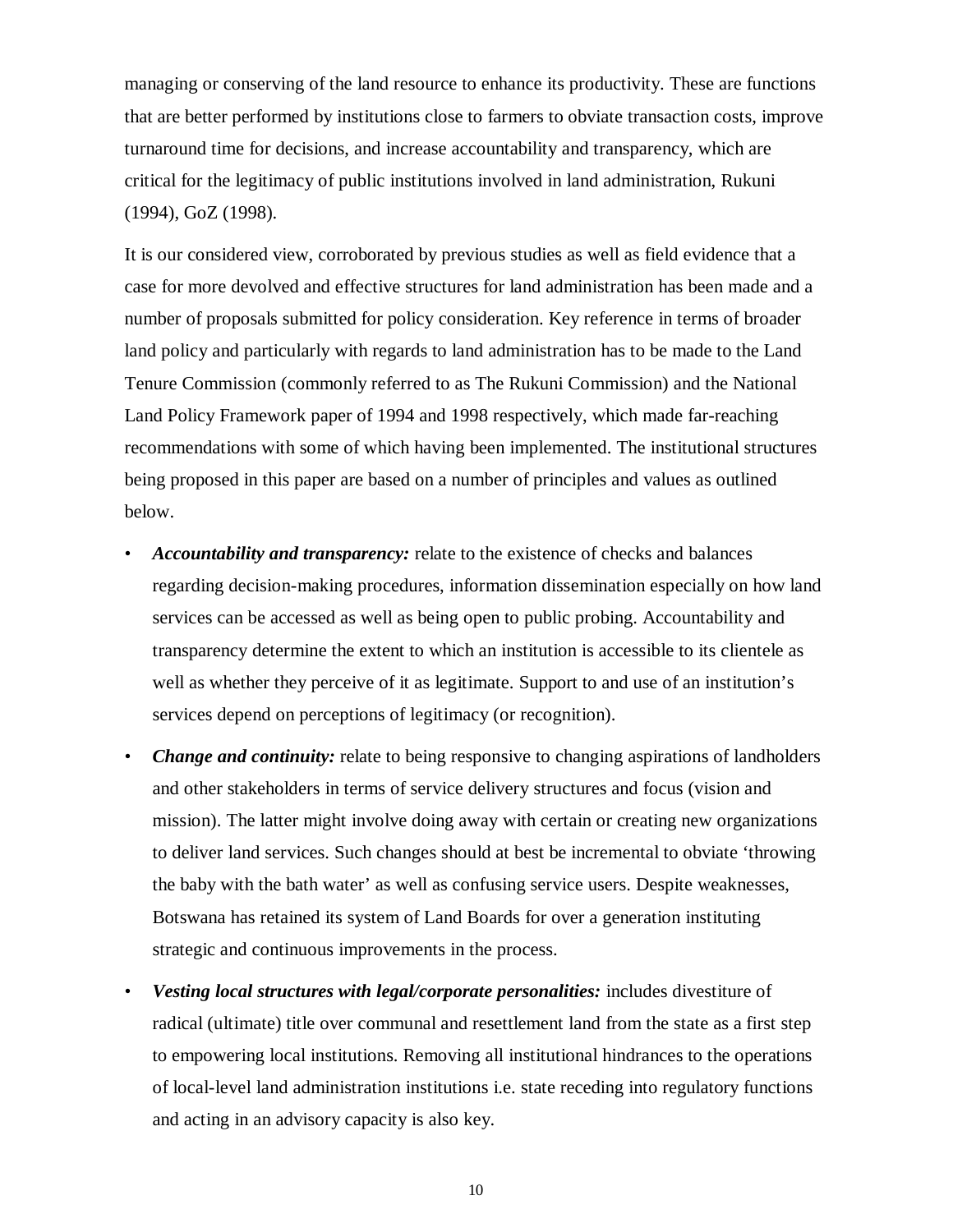managing or conserving of the land resource to enhance its productivity. These are functions that are better performed by institutions close to farmers to obviate transaction costs, improve turnaround time for decisions, and increase accountability and transparency, which are critical for the legitimacy of public institutions involved in land administration, Rukuni (1994), GoZ (1998).

It is our considered view, corroborated by previous studies as well as field evidence that a case for more devolved and effective structures for land administration has been made and a number of proposals submitted for policy consideration. Key reference in terms of broader land policy and particularly with regards to land administration has to be made to the Land Tenure Commission (commonly referred to as The Rukuni Commission) and the National Land Policy Framework paper of 1994 and 1998 respectively, which made far-reaching recommendations with some of which having been implemented. The institutional structures being proposed in this paper are based on a number of principles and values as outlined below.

- ***Accountability and transparency:*** relate to the existence of checks and balances regarding decision-making procedures, information dissemination especially on how land services can be accessed as well as being open to public probing. Accountability and transparency determine the extent to which an institution is accessible to its clientele as well as whether they perceive of it as legitimate. Support to and use of an institution's services depend on perceptions of legitimacy (or recognition).
- ***Change and continuity:*** relate to being responsive to changing aspirations of landholders and other stakeholders in terms of service delivery structures and focus (vision and mission). The latter might involve doing away with certain or creating new organizations to deliver land services. Such changes should at best be incremental to obviate 'throwing the baby with the bath water' as well as confusing service users. Despite weaknesses, Botswana has retained its system of Land Boards for over a generation instituting strategic and continuous improvements in the process.
- ***Vesting local structures with legal/corporate personalities:*** includes divestiture of radical (ultimate) title over communal and resettlement land from the state as a first step to empowering local institutions. Removing all institutional hindrances to the operations of local-level land administration institutions i.e. state receding into regulatory functions and acting in an advisory capacity is also key.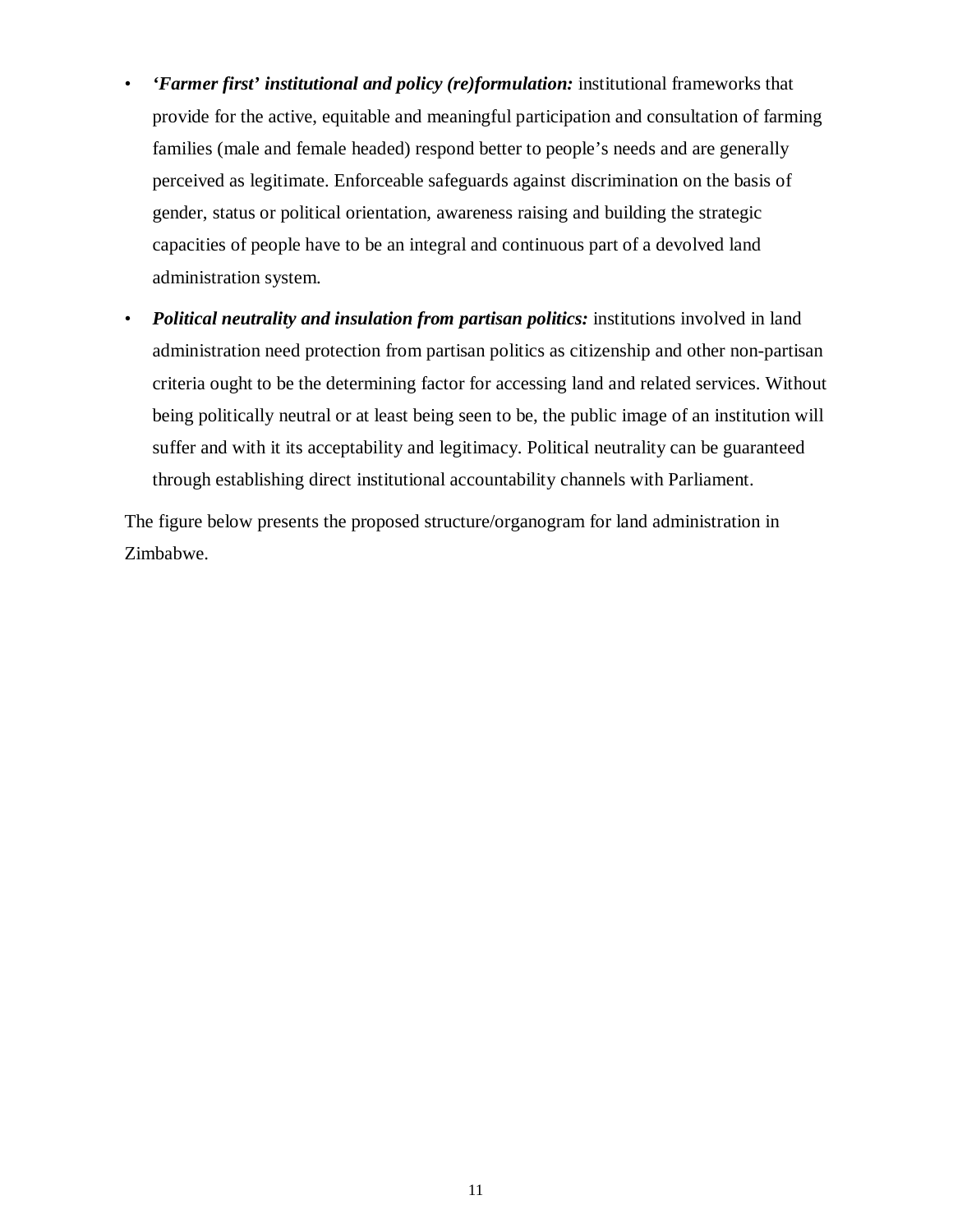- ***'Farmer first' institutional and policy (re)formulation:*** institutional frameworks that provide for the active, equitable and meaningful participation and consultation of farming families (male and female headed) respond better to people's needs and are generally perceived as legitimate. Enforceable safeguards against discrimination on the basis of gender, status or political orientation, awareness raising and building the strategic capacities of people have to be an integral and continuous part of a devolved land administration system.
- ***Political neutrality and insulation from partisan politics:*** institutions involved in land administration need protection from partisan politics as citizenship and other non-partisan criteria ought to be the determining factor for accessing land and related services. Without being politically neutral or at least being seen to be, the public image of an institution will suffer and with it its acceptability and legitimacy. Political neutrality can be guaranteed through establishing direct institutional accountability channels with Parliament.

The figure below presents the proposed structure/organogram for land administration in Zimbabwe.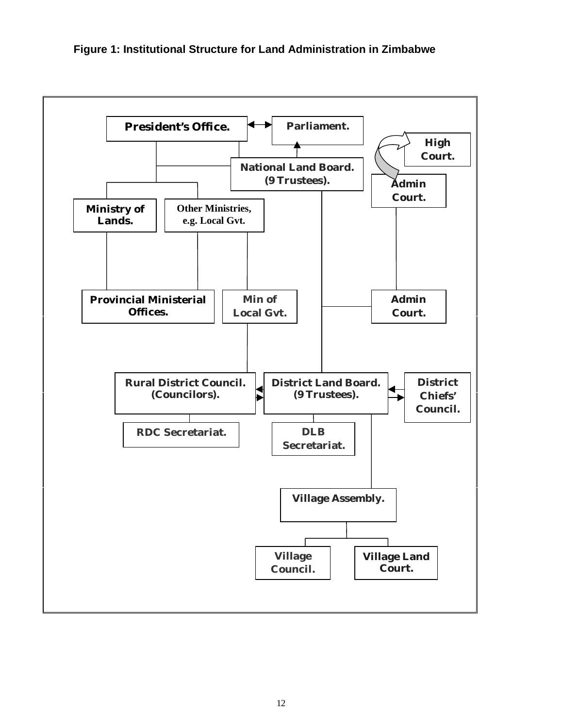**Figure 1: Institutional Structure for Land Administration in Zimbabwe**

President's Office. ↔ Parliament.

National Land Board. (9 Trustees).

High Court.

Admin Court.

Ministry of Lands.

Other Ministries, e.g. Local Gvt.

Provincial Ministerial Offices.

Min of Local Gvt.

Admin Court.

Rural District Council. (Councilors).

District Land Board. (9 Trustees).

District Chiefs' Council.

RDC Secretariat.

DLB Secretariat.

Village Assembly.

Village Council.

Village Land Court.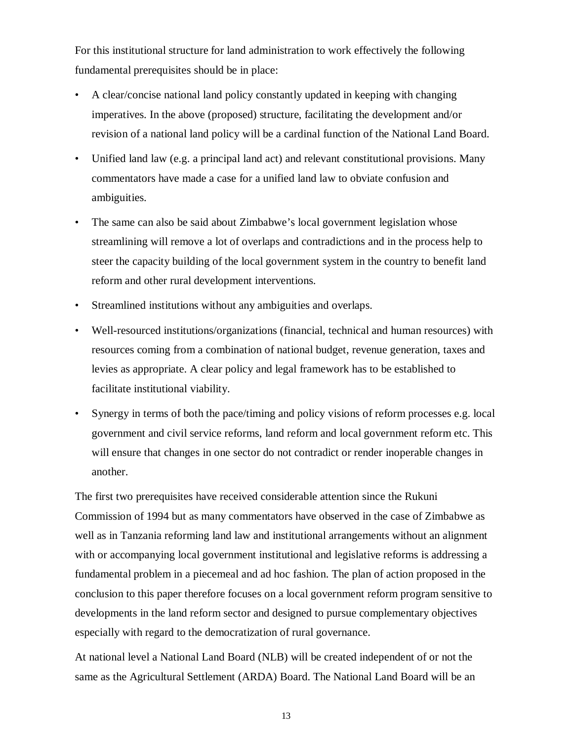For this institutional structure for land administration to work effectively the following fundamental prerequisites should be in place:

- A clear/concise national land policy constantly updated in keeping with changing imperatives. In the above (proposed) structure, facilitating the development and/or revision of a national land policy will be a cardinal function of the National Land Board.
- Unified land law (e.g. a principal land act) and relevant constitutional provisions. Many commentators have made a case for a unified land law to obviate confusion and ambiguities.
- The same can also be said about Zimbabwe's local government legislation whose streamlining will remove a lot of overlaps and contradictions and in the process help to steer the capacity building of the local government system in the country to benefit land reform and other rural development interventions.
- Streamlined institutions without any ambiguities and overlaps.
- Well-resourced institutions/organizations (financial, technical and human resources) with resources coming from a combination of national budget, revenue generation, taxes and levies as appropriate. A clear policy and legal framework has to be established to facilitate institutional viability.
- Synergy in terms of both the pace/timing and policy visions of reform processes e.g. local government and civil service reforms, land reform and local government reform etc. This will ensure that changes in one sector do not contradict or render inoperable changes in another.

The first two prerequisites have received considerable attention since the Rukuni Commission of 1994 but as many commentators have observed in the case of Zimbabwe as well as in Tanzania reforming land law and institutional arrangements without an alignment with or accompanying local government institutional and legislative reforms is addressing a fundamental problem in a piecemeal and ad hoc fashion. The plan of action proposed in the conclusion to this paper therefore focuses on a local government reform program sensitive to developments in the land reform sector and designed to pursue complementary objectives especially with regard to the democratization of rural governance.

At national level a National Land Board (NLB) will be created independent of or not the same as the Agricultural Settlement (ARDA) Board. The National Land Board will be an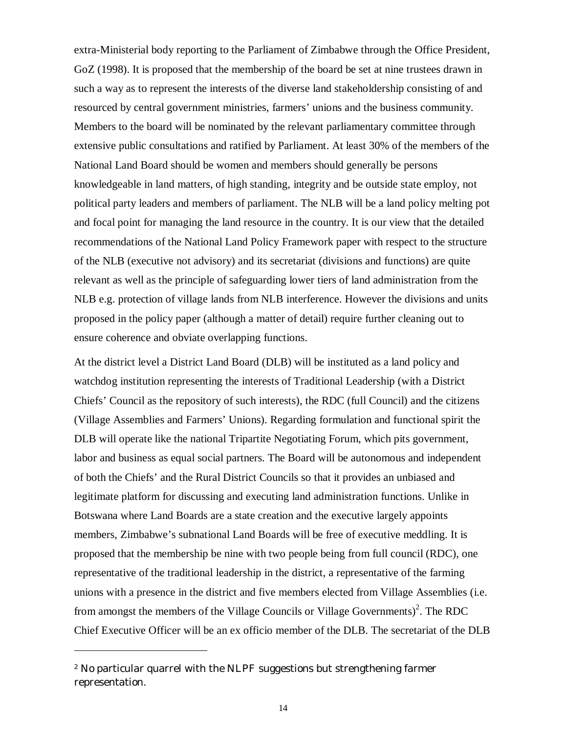extra-Ministerial body reporting to the Parliament of Zimbabwe through the Office President, GoZ (1998). It is proposed that the membership of the board be set at nine trustees drawn in such a way as to represent the interests of the diverse land stakeholdership consisting of and resourced by central government ministries, farmers' unions and the business community. Members to the board will be nominated by the relevant parliamentary committee through extensive public consultations and ratified by Parliament. At least 30% of the members of the National Land Board should be women and members should generally be persons knowledgeable in land matters, of high standing, integrity and be outside state employ, not political party leaders and members of parliament. The NLB will be a land policy melting pot and focal point for managing the land resource in the country. It is our view that the detailed recommendations of the National Land Policy Framework paper with respect to the structure of the NLB (executive not advisory) and its secretariat (divisions and functions) are quite relevant as well as the principle of safeguarding lower tiers of land administration from the NLB e.g. protection of village lands from NLB interference. However the divisions and units proposed in the policy paper (although a matter of detail) require further cleaning out to ensure coherence and obviate overlapping functions.

At the district level a District Land Board (DLB) will be instituted as a land policy and watchdog institution representing the interests of Traditional Leadership (with a District Chiefs' Council as the repository of such interests), the RDC (full Council) and the citizens (Village Assemblies and Farmers' Unions). Regarding formulation and functional spirit the DLB will operate like the national Tripartite Negotiating Forum, which pits government, labor and business as equal social partners. The Board will be autonomous and independent of both the Chiefs' and the Rural District Councils so that it provides an unbiased and legitimate platform for discussing and executing land administration functions. Unlike in Botswana where Land Boards are a state creation and the executive largely appoints members, Zimbabwe's subnational Land Boards will be free of executive meddling. It is proposed that the membership be nine with two people being from full council (RDC), one representative of the traditional leadership in the district, a representative of the farming unions with a presence in the district and five members elected from Village Assemblies (i.e. from amongst the members of the Village Councils or Village Governments)[2]. The RDC Chief Executive Officer will be an ex officio member of the DLB. The secretariat of the DLB

---

[2] No particular quarrel with the NLPF suggestions but strengthening farmer representation.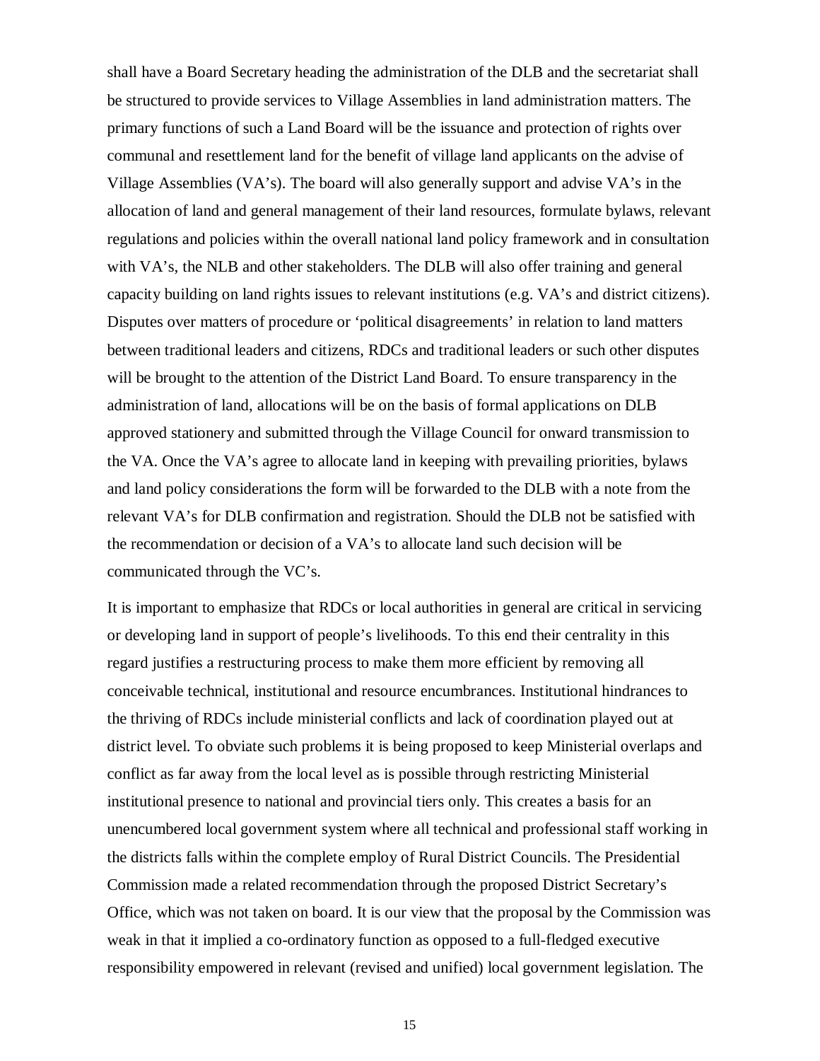shall have a Board Secretary heading the administration of the DLB and the secretariat shall be structured to provide services to Village Assemblies in land administration matters. The primary functions of such a Land Board will be the issuance and protection of rights over communal and resettlement land for the benefit of village land applicants on the advise of Village Assemblies (VA's). The board will also generally support and advise VA's in the allocation of land and general management of their land resources, formulate bylaws, relevant regulations and policies within the overall national land policy framework and in consultation with VA's, the NLB and other stakeholders. The DLB will also offer training and general capacity building on land rights issues to relevant institutions (e.g. VA's and district citizens). Disputes over matters of procedure or 'political disagreements' in relation to land matters between traditional leaders and citizens, RDCs and traditional leaders or such other disputes will be brought to the attention of the District Land Board. To ensure transparency in the administration of land, allocations will be on the basis of formal applications on DLB approved stationery and submitted through the Village Council for onward transmission to the VA. Once the VA's agree to allocate land in keeping with prevailing priorities, bylaws and land policy considerations the form will be forwarded to the DLB with a note from the relevant VA's for DLB confirmation and registration. Should the DLB not be satisfied with the recommendation or decision of a VA's to allocate land such decision will be communicated through the VC's.

It is important to emphasize that RDCs or local authorities in general are critical in servicing or developing land in support of people's livelihoods. To this end their centrality in this regard justifies a restructuring process to make them more efficient by removing all conceivable technical, institutional and resource encumbrances. Institutional hindrances to the thriving of RDCs include ministerial conflicts and lack of coordination played out at district level. To obviate such problems it is being proposed to keep Ministerial overlaps and conflict as far away from the local level as is possible through restricting Ministerial institutional presence to national and provincial tiers only. This creates a basis for an unencumbered local government system where all technical and professional staff working in the districts falls within the complete employ of Rural District Councils. The Presidential Commission made a related recommendation through the proposed District Secretary's Office, which was not taken on board. It is our view that the proposal by the Commission was weak in that it implied a co-ordinatory function as opposed to a full-fledged executive responsibility empowered in relevant (revised and unified) local government legislation. The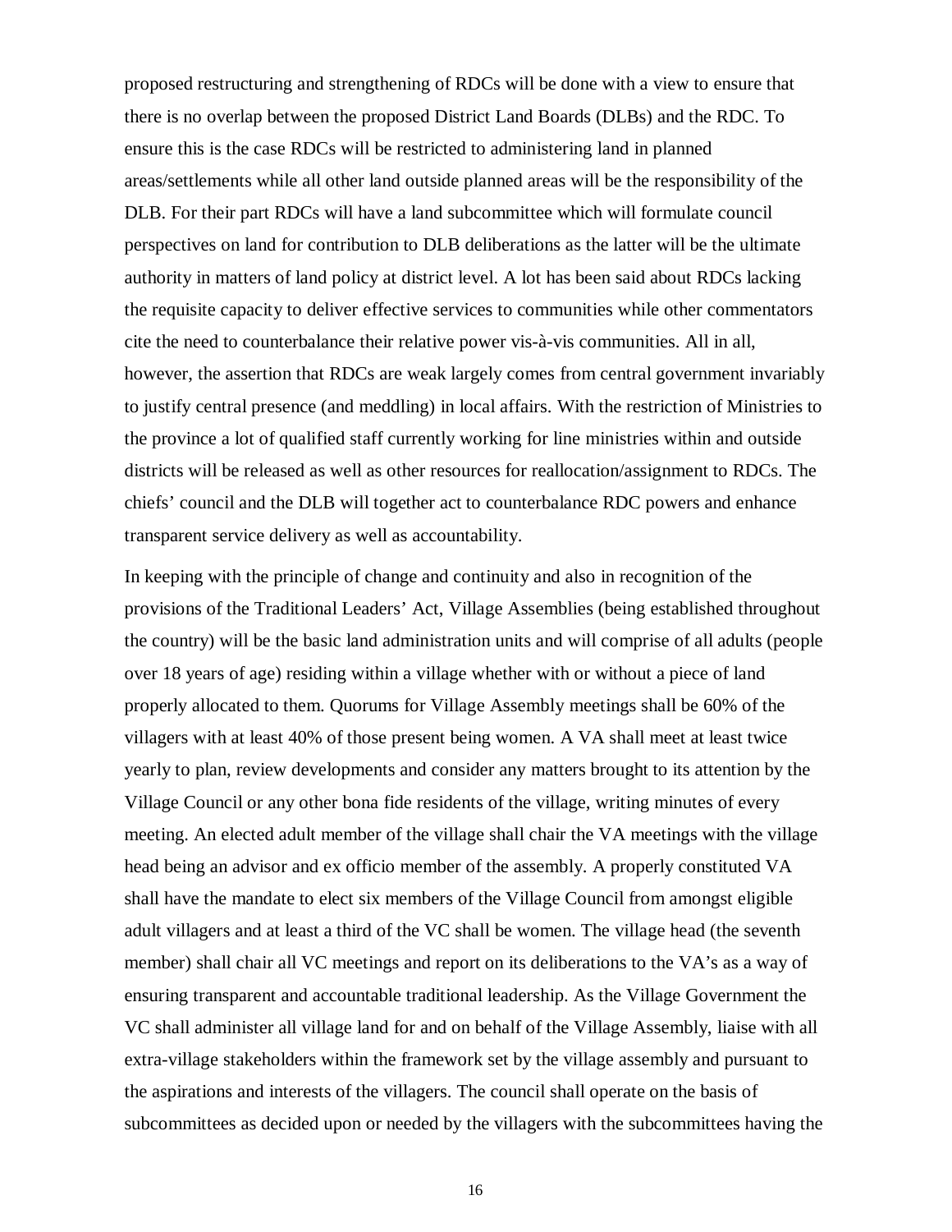proposed restructuring and strengthening of RDCs will be done with a view to ensure that there is no overlap between the proposed District Land Boards (DLBs) and the RDC. To ensure this is the case RDCs will be restricted to administering land in planned areas/settlements while all other land outside planned areas will be the responsibility of the DLB. For their part RDCs will have a land subcommittee which will formulate council perspectives on land for contribution to DLB deliberations as the latter will be the ultimate authority in matters of land policy at district level. A lot has been said about RDCs lacking the requisite capacity to deliver effective services to communities while other commentators cite the need to counterbalance their relative power vis-à-vis communities. All in all, however, the assertion that RDCs are weak largely comes from central government invariably to justify central presence (and meddling) in local affairs. With the restriction of Ministries to the province a lot of qualified staff currently working for line ministries within and outside districts will be released as well as other resources for reallocation/assignment to RDCs. The chiefs' council and the DLB will together act to counterbalance RDC powers and enhance transparent service delivery as well as accountability.

In keeping with the principle of change and continuity and also in recognition of the provisions of the Traditional Leaders' Act, Village Assemblies (being established throughout the country) will be the basic land administration units and will comprise of all adults (people over 18 years of age) residing within a village whether with or without a piece of land properly allocated to them. Quorums for Village Assembly meetings shall be 60% of the villagers with at least 40% of those present being women. A VA shall meet at least twice yearly to plan, review developments and consider any matters brought to its attention by the Village Council or any other bona fide residents of the village, writing minutes of every meeting. An elected adult member of the village shall chair the VA meetings with the village head being an advisor and ex officio member of the assembly. A properly constituted VA shall have the mandate to elect six members of the Village Council from amongst eligible adult villagers and at least a third of the VC shall be women. The village head (the seventh member) shall chair all VC meetings and report on its deliberations to the VA's as a way of ensuring transparent and accountable traditional leadership. As the Village Government the VC shall administer all village land for and on behalf of the Village Assembly, liaise with all extra-village stakeholders within the framework set by the village assembly and pursuant to the aspirations and interests of the villagers. The council shall operate on the basis of subcommittees as decided upon or needed by the villagers with the subcommittees having the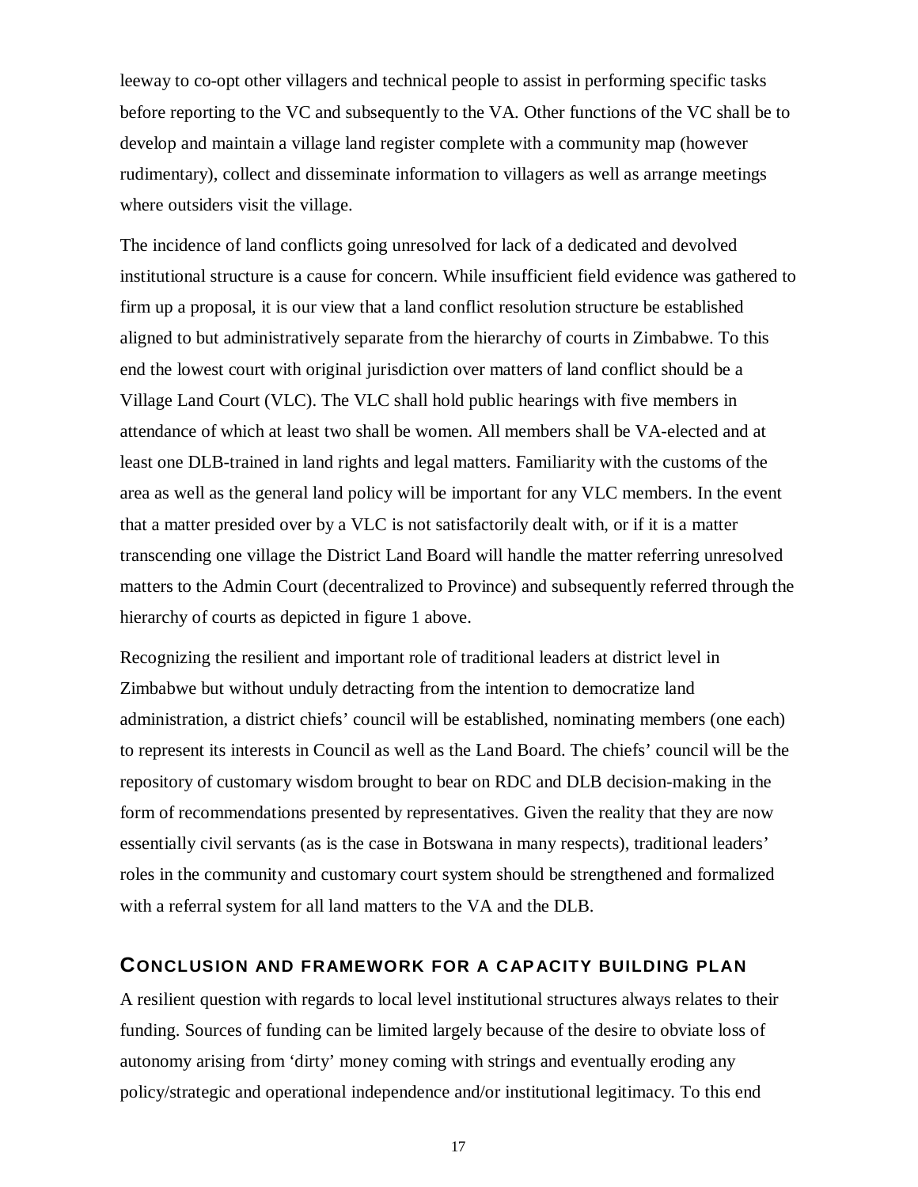leeway to co-opt other villagers and technical people to assist in performing specific tasks before reporting to the VC and subsequently to the VA. Other functions of the VC shall be to develop and maintain a village land register complete with a community map (however rudimentary), collect and disseminate information to villagers as well as arrange meetings where outsiders visit the village.

The incidence of land conflicts going unresolved for lack of a dedicated and devolved institutional structure is a cause for concern. While insufficient field evidence was gathered to firm up a proposal, it is our view that a land conflict resolution structure be established aligned to but administratively separate from the hierarchy of courts in Zimbabwe. To this end the lowest court with original jurisdiction over matters of land conflict should be a Village Land Court (VLC). The VLC shall hold public hearings with five members in attendance of which at least two shall be women. All members shall be VA-elected and at least one DLB-trained in land rights and legal matters. Familiarity with the customs of the area as well as the general land policy will be important for any VLC members. In the event that a matter presided over by a VLC is not satisfactorily dealt with, or if it is a matter transcending one village the District Land Board will handle the matter referring unresolved matters to the Admin Court (decentralized to Province) and subsequently referred through the hierarchy of courts as depicted in figure 1 above.

Recognizing the resilient and important role of traditional leaders at district level in Zimbabwe but without unduly detracting from the intention to democratize land administration, a district chiefs' council will be established, nominating members (one each) to represent its interests in Council as well as the Land Board. The chiefs' council will be the repository of customary wisdom brought to bear on RDC and DLB decision-making in the form of recommendations presented by representatives. Given the reality that they are now essentially civil servants (as is the case in Botswana in many respects), traditional leaders' roles in the community and customary court system should be strengthened and formalized with a referral system for all land matters to the VA and the DLB.

## CONCLUSION AND FRAMEWORK FOR A CAPACITY BUILDING PLAN

A resilient question with regards to local level institutional structures always relates to their funding. Sources of funding can be limited largely because of the desire to obviate loss of autonomy arising from 'dirty' money coming with strings and eventually eroding any policy/strategic and operational independence and/or institutional legitimacy. To this end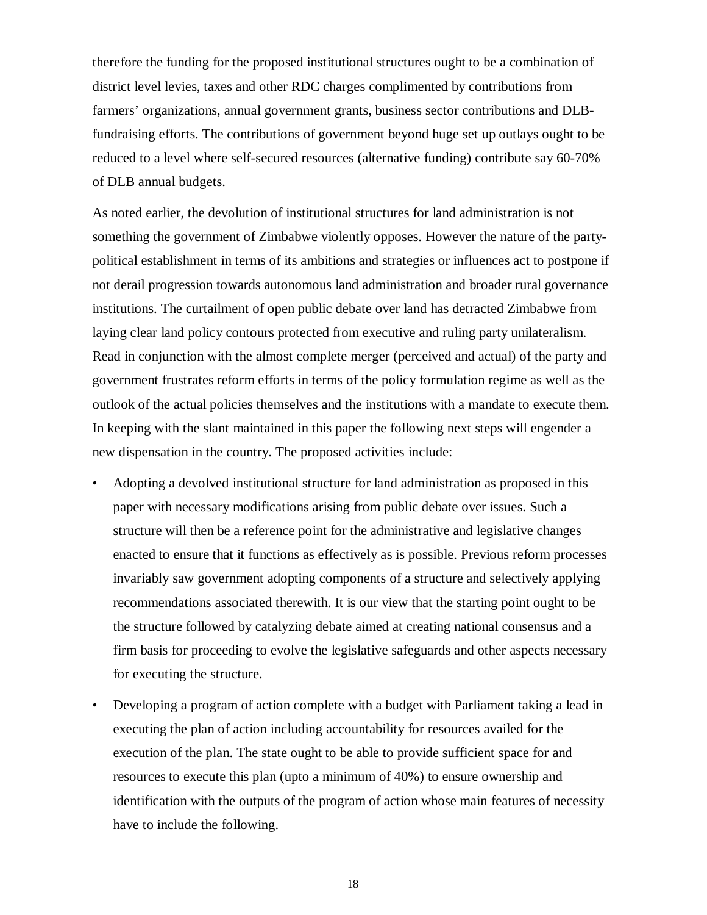therefore the funding for the proposed institutional structures ought to be a combination of district level levies, taxes and other RDC charges complimented by contributions from farmers' organizations, annual government grants, business sector contributions and DLB-fundraising efforts. The contributions of government beyond huge set up outlays ought to be reduced to a level where self-secured resources (alternative funding) contribute say 60-70% of DLB annual budgets.

As noted earlier, the devolution of institutional structures for land administration is not something the government of Zimbabwe violently opposes. However the nature of the party-political establishment in terms of its ambitions and strategies or influences act to postpone if not derail progression towards autonomous land administration and broader rural governance institutions. The curtailment of open public debate over land has detracted Zimbabwe from laying clear land policy contours protected from executive and ruling party unilateralism. Read in conjunction with the almost complete merger (perceived and actual) of the party and government frustrates reform efforts in terms of the policy formulation regime as well as the outlook of the actual policies themselves and the institutions with a mandate to execute them. In keeping with the slant maintained in this paper the following next steps will engender a new dispensation in the country. The proposed activities include:

- Adopting a devolved institutional structure for land administration as proposed in this paper with necessary modifications arising from public debate over issues. Such a structure will then be a reference point for the administrative and legislative changes enacted to ensure that it functions as effectively as is possible. Previous reform processes invariably saw government adopting components of a structure and selectively applying recommendations associated therewith. It is our view that the starting point ought to be the structure followed by catalyzing debate aimed at creating national consensus and a firm basis for proceeding to evolve the legislative safeguards and other aspects necessary for executing the structure.
- Developing a program of action complete with a budget with Parliament taking a lead in executing the plan of action including accountability for resources availed for the execution of the plan. The state ought to be able to provide sufficient space for and resources to execute this plan (upto a minimum of 40%) to ensure ownership and identification with the outputs of the program of action whose main features of necessity have to include the following.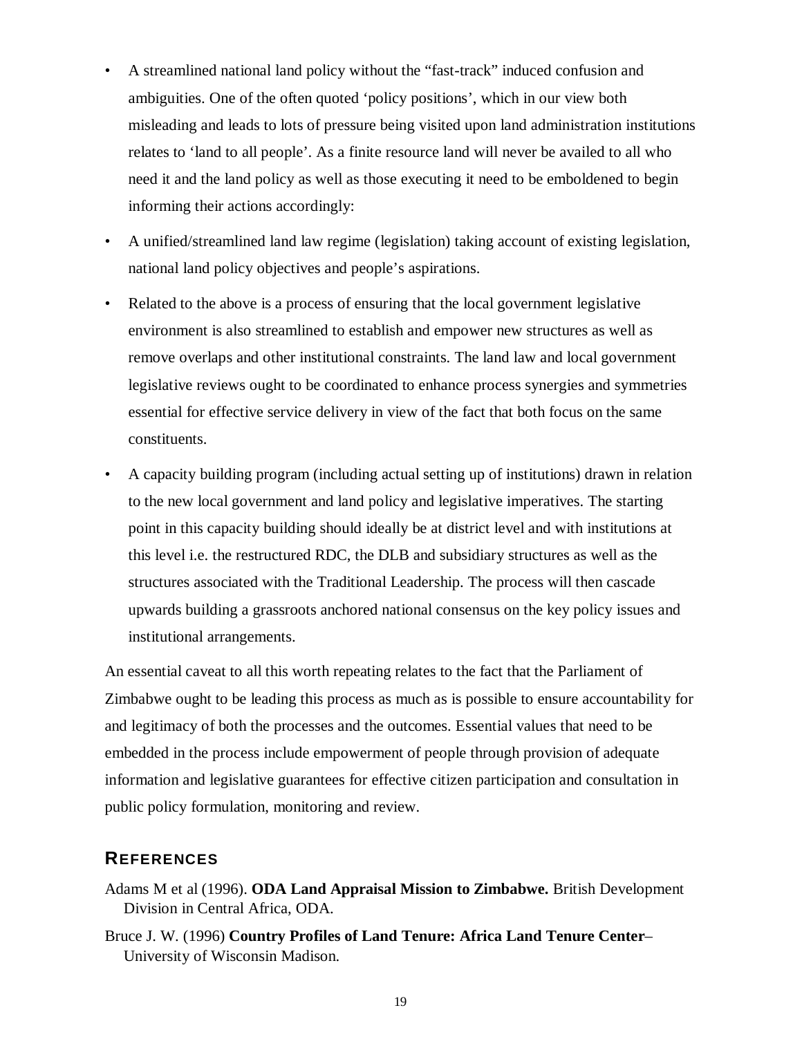- A streamlined national land policy without the "fast-track" induced confusion and ambiguities. One of the often quoted 'policy positions', which in our view both misleading and leads to lots of pressure being visited upon land administration institutions relates to 'land to all people'. As a finite resource land will never be availed to all who need it and the land policy as well as those executing it need to be emboldened to begin informing their actions accordingly:
- A unified/streamlined land law regime (legislation) taking account of existing legislation, national land policy objectives and people's aspirations.
- Related to the above is a process of ensuring that the local government legislative environment is also streamlined to establish and empower new structures as well as remove overlaps and other institutional constraints. The land law and local government legislative reviews ought to be coordinated to enhance process synergies and symmetries essential for effective service delivery in view of the fact that both focus on the same constituents.
- A capacity building program (including actual setting up of institutions) drawn in relation to the new local government and land policy and legislative imperatives. The starting point in this capacity building should ideally be at district level and with institutions at this level i.e. the restructured RDC, the DLB and subsidiary structures as well as the structures associated with the Traditional Leadership. The process will then cascade upwards building a grassroots anchored national consensus on the key policy issues and institutional arrangements.

An essential caveat to all this worth repeating relates to the fact that the Parliament of Zimbabwe ought to be leading this process as much as is possible to ensure accountability for and legitimacy of both the processes and the outcomes. Essential values that need to be embedded in the process include empowerment of people through provision of adequate information and legislative guarantees for effective citizen participation and consultation in public policy formulation, monitoring and review.

## References

Adams M et al (1996). **ODA Land Appraisal Mission to Zimbabwe.** British Development Division in Central Africa, ODA.

Bruce J. W. (1996) **Country Profiles of Land Tenure: Africa Land Tenure Center**– University of Wisconsin Madison.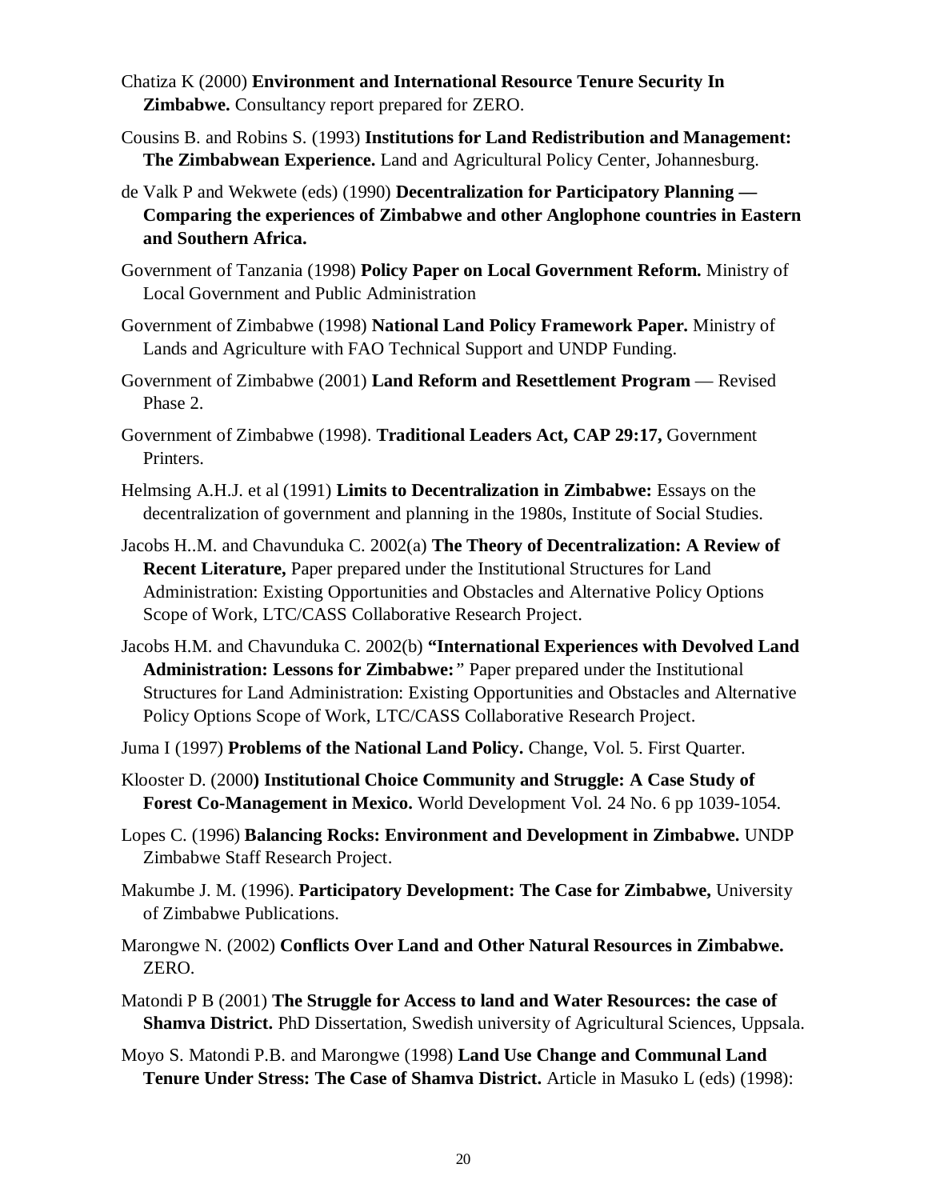Chatiza K (2000) **Environment and International Resource Tenure Security In Zimbabwe.** Consultancy report prepared for ZERO.

Cousins B. and Robins S. (1993) **Institutions for Land Redistribution and Management: The Zimbabwean Experience.** Land and Agricultural Policy Center, Johannesburg.

de Valk P and Wekwete (eds) (1990) **Decentralization for Participatory Planning — Comparing the experiences of Zimbabwe and other Anglophone countries in Eastern and Southern Africa.**

Government of Tanzania (1998) **Policy Paper on Local Government Reform.** Ministry of Local Government and Public Administration

Government of Zimbabwe (1998) **National Land Policy Framework Paper.** Ministry of Lands and Agriculture with FAO Technical Support and UNDP Funding.

Government of Zimbabwe (2001) **Land Reform and Resettlement Program** — Revised Phase 2.

Government of Zimbabwe (1998). **Traditional Leaders Act, CAP 29:17,** Government Printers.

Helmsing A.H.J. et al (1991) **Limits to Decentralization in Zimbabwe:** Essays on the decentralization of government and planning in the 1980s, Institute of Social Studies.

Jacobs H..M. and Chavunduka C. 2002(a) **The Theory of Decentralization: A Review of Recent Literature,** Paper prepared under the Institutional Structures for Land Administration: Existing Opportunities and Obstacles and Alternative Policy Options Scope of Work, LTC/CASS Collaborative Research Project.

Jacobs H.M. and Chavunduka C. 2002(b) **"International Experiences with Devolved Land Administration: Lessons for Zimbabwe:"** Paper prepared under the Institutional Structures for Land Administration: Existing Opportunities and Obstacles and Alternative Policy Options Scope of Work, LTC/CASS Collaborative Research Project.

Juma I (1997) **Problems of the National Land Policy.** Change, Vol. 5. First Quarter.

Klooster D. (2000**) Institutional Choice Community and Struggle: A Case Study of Forest Co-Management in Mexico.** World Development Vol. 24 No. 6 pp 1039-1054.

Lopes C. (1996) **Balancing Rocks: Environment and Development in Zimbabwe.** UNDP Zimbabwe Staff Research Project.

Makumbe J. M. (1996). **Participatory Development: The Case for Zimbabwe,** University of Zimbabwe Publications.

Marongwe N. (2002) **Conflicts Over Land and Other Natural Resources in Zimbabwe.** ZERO.

Matondi P B (2001) **The Struggle for Access to land and Water Resources: the case of Shamva District.** PhD Dissertation, Swedish university of Agricultural Sciences, Uppsala.

Moyo S. Matondi P.B. and Marongwe (1998) **Land Use Change and Communal Land Tenure Under Stress: The Case of Shamva District.** Article in Masuko L (eds) (1998):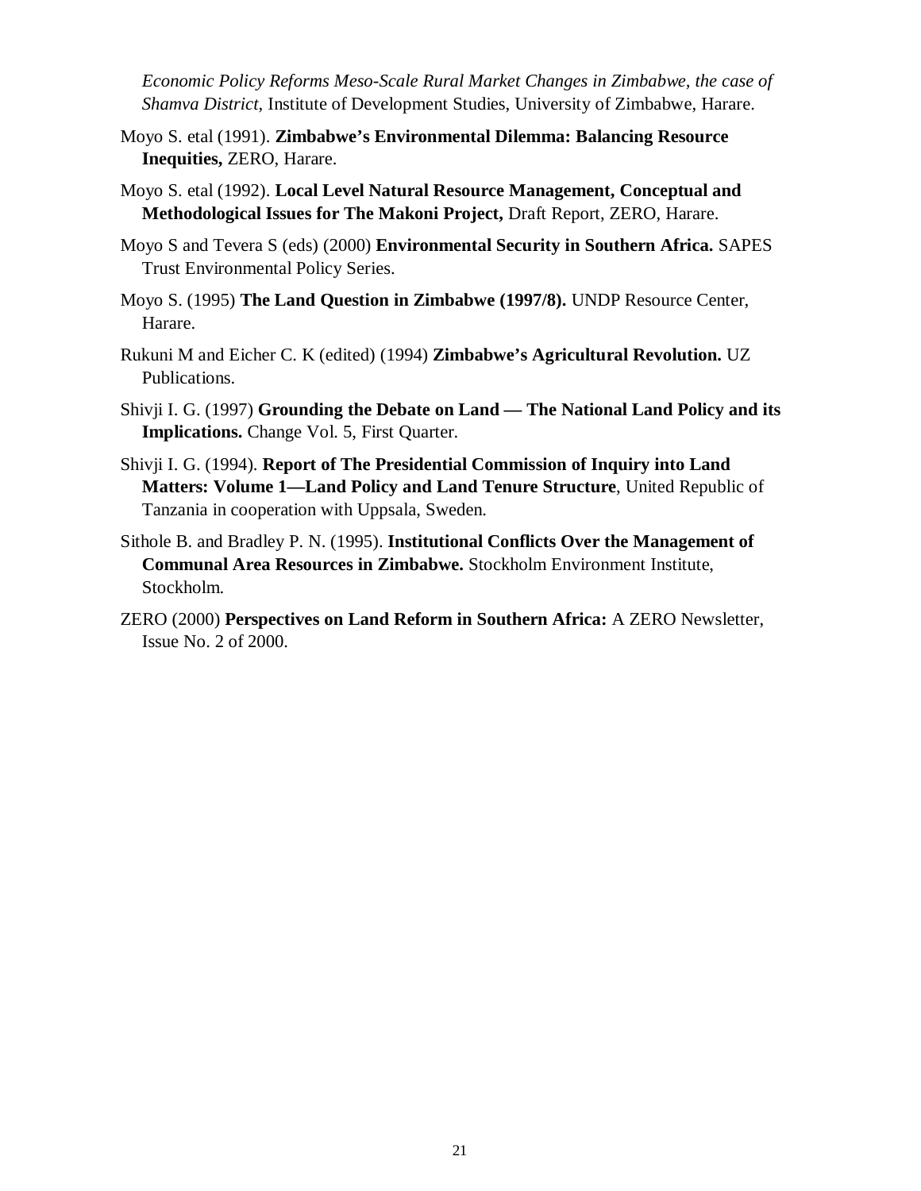*Economic Policy Reforms Meso-Scale Rural Market Changes in Zimbabwe, the case of Shamva District*, Institute of Development Studies, University of Zimbabwe, Harare.

Moyo S. etal (1991). **Zimbabwe's Environmental Dilemma: Balancing Resource Inequities,** ZERO, Harare.

Moyo S. etal (1992). **Local Level Natural Resource Management, Conceptual and Methodological Issues for The Makoni Project,** Draft Report, ZERO, Harare.

Moyo S and Tevera S (eds) (2000) **Environmental Security in Southern Africa.** SAPES Trust Environmental Policy Series.

Moyo S. (1995) **The Land Question in Zimbabwe (1997/8).** UNDP Resource Center, Harare.

Rukuni M and Eicher C. K (edited) (1994) **Zimbabwe's Agricultural Revolution.** UZ Publications.

Shivji I. G. (1997) **Grounding the Debate on Land — The National Land Policy and its Implications.** Change Vol. 5, First Quarter.

Shivji I. G. (1994). **Report of The Presidential Commission of Inquiry into Land Matters: Volume 1—Land Policy and Land Tenure Structure**, United Republic of Tanzania in cooperation with Uppsala, Sweden.

Sithole B. and Bradley P. N. (1995). **Institutional Conflicts Over the Management of Communal Area Resources in Zimbabwe.** Stockholm Environment Institute, Stockholm.

ZERO (2000) **Perspectives on Land Reform in Southern Africa:** A ZERO Newsletter, Issue No. 2 of 2000.